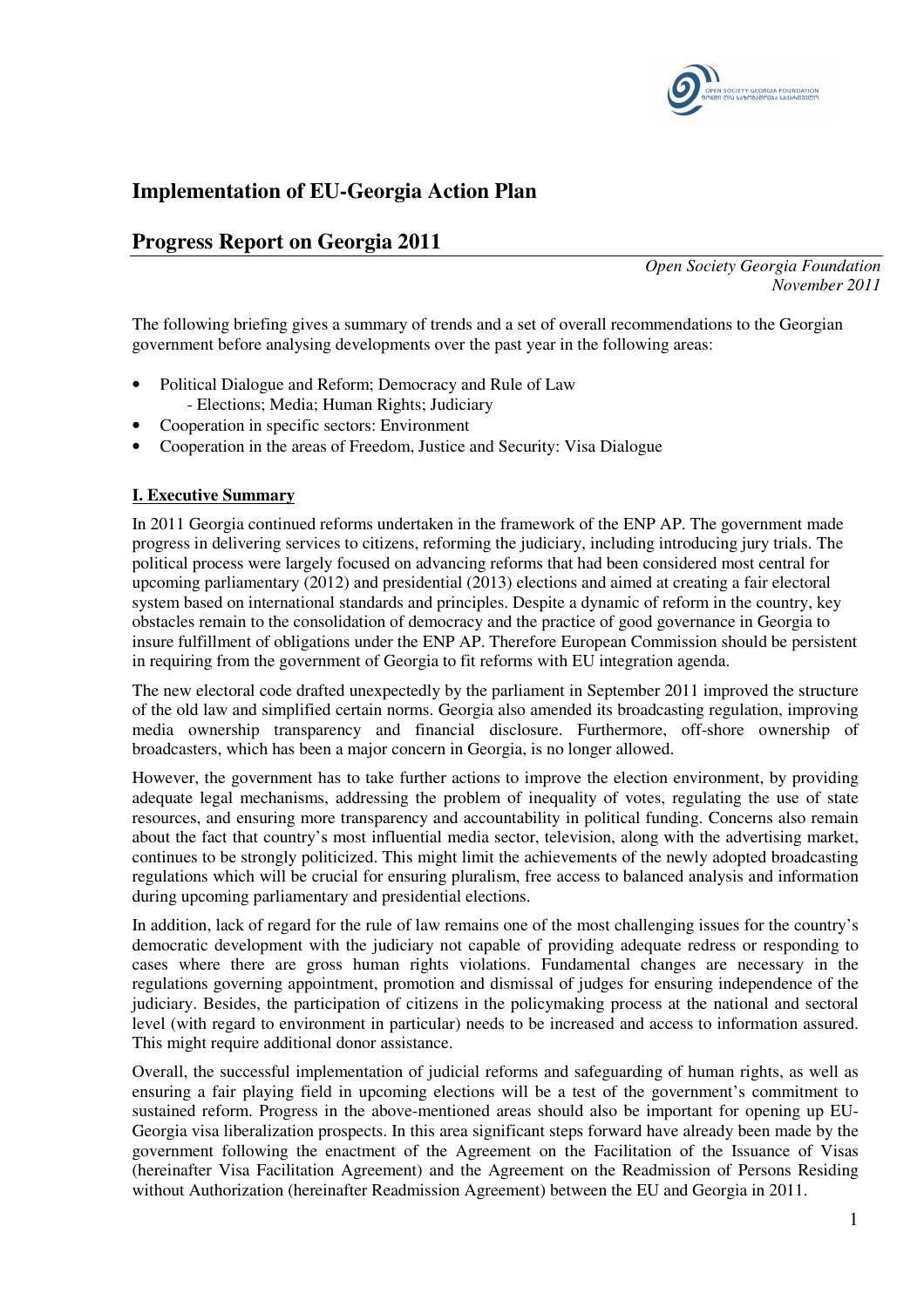# Implementation of EU-Georgia Action Plan

## Progress Report on Georgia 2011

*Open Society Georgia Foundation*
*November 2011*

The following briefing gives a summary of trends and a set of overall recommendations to the Georgian government before analysing developments over the past year in the following areas:

- Political Dialogue and Reform; Democracy and Rule of Law
  - Elections; Media; Human Rights; Judiciary
- Cooperation in specific sectors: Environment
- Cooperation in the areas of Freedom, Justice and Security: Visa Dialogue

### I. Executive Summary

In 2011 Georgia continued reforms undertaken in the framework of the ENP AP. The government made progress in delivering services to citizens, reforming the judiciary, including introducing jury trials. The political process were largely focused on advancing reforms that had been considered most central for upcoming parliamentary (2012) and presidential (2013) elections and aimed at creating a fair electoral system based on international standards and principles. Despite a dynamic of reform in the country, key obstacles remain to the consolidation of democracy and the practice of good governance in Georgia to insure fulfillment of obligations under the ENP AP. Therefore European Commission should be persistent in requiring from the government of Georgia to fit reforms with EU integration agenda.

The new electoral code drafted unexpectedly by the parliament in September 2011 improved the structure of the old law and simplified certain norms. Georgia also amended its broadcasting regulation, improving media ownership transparency and financial disclosure. Furthermore, off-shore ownership of broadcasters, which has been a major concern in Georgia, is no longer allowed.

However, the government has to take further actions to improve the election environment, by providing adequate legal mechanisms, addressing the problem of inequality of votes, regulating the use of state resources, and ensuring more transparency and accountability in political funding. Concerns also remain about the fact that country's most influential media sector, television, along with the advertising market, continues to be strongly politicized. This might limit the achievements of the newly adopted broadcasting regulations which will be crucial for ensuring pluralism, free access to balanced analysis and information during upcoming parliamentary and presidential elections.

In addition, lack of regard for the rule of law remains one of the most challenging issues for the country's democratic development with the judiciary not capable of providing adequate redress or responding to cases where there are gross human rights violations. Fundamental changes are necessary in the regulations governing appointment, promotion and dismissal of judges for ensuring independence of the judiciary. Besides, the participation of citizens in the policymaking process at the national and sectoral level (with regard to environment in particular) needs to be increased and access to information assured. This might require additional donor assistance.

Overall, the successful implementation of judicial reforms and safeguarding of human rights, as well as ensuring a fair playing field in upcoming elections will be a test of the government's commitment to sustained reform. Progress in the above-mentioned areas should also be important for opening up EU-Georgia visa liberalization prospects. In this area significant steps forward have already been made by the government following the enactment of the Agreement on the Facilitation of the Issuance of Visas (hereinafter Visa Facilitation Agreement) and the Agreement on the Readmission of Persons Residing without Authorization (hereinafter Readmission Agreement) between the EU and Georgia in 2011.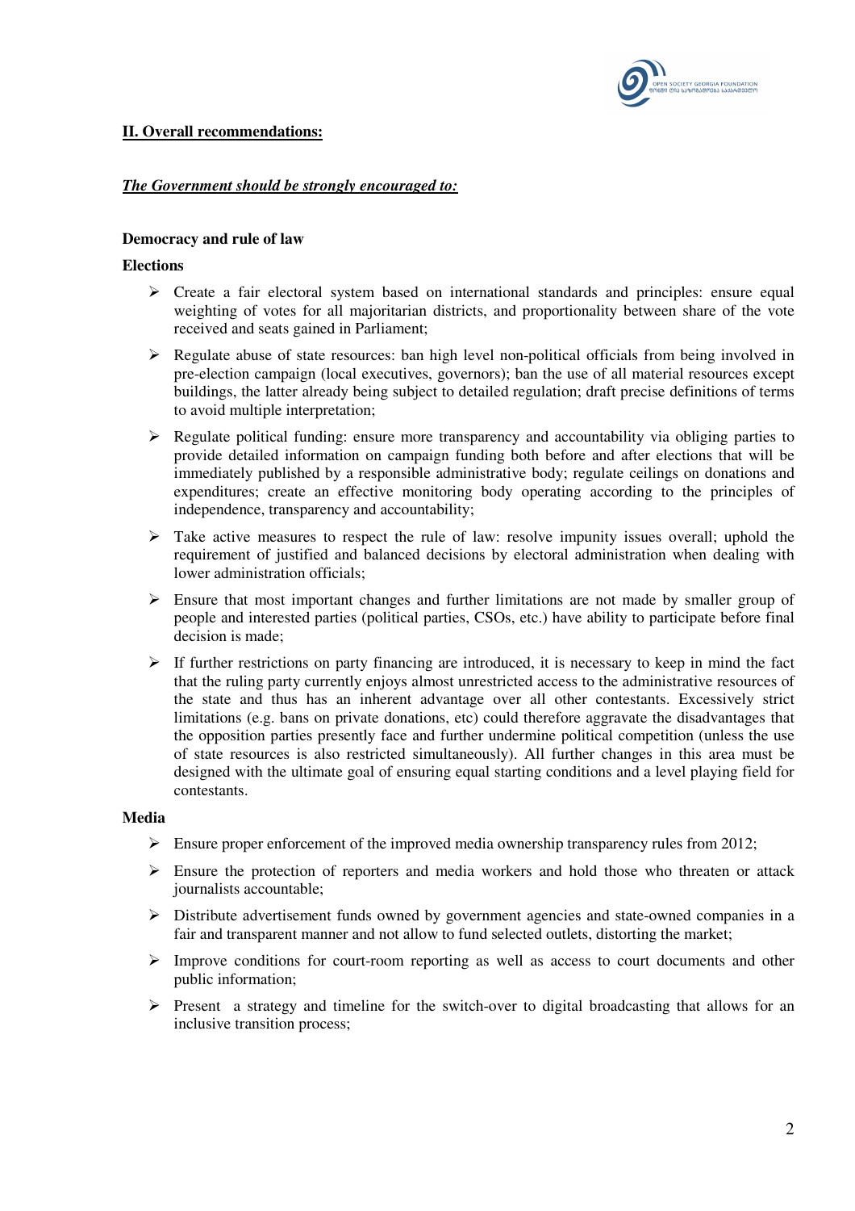## II. Overall recommendations:

***The Government should be strongly encouraged to:***

**Democracy and rule of law**

**Elections**

- Create a fair electoral system based on international standards and principles: ensure equal weighting of votes for all majoritarian districts, and proportionality between share of the vote received and seats gained in Parliament;
- Regulate abuse of state resources: ban high level non-political officials from being involved in pre-election campaign (local executives, governors); ban the use of all material resources except buildings, the latter already being subject to detailed regulation; draft precise definitions of terms to avoid multiple interpretation;
- Regulate political funding: ensure more transparency and accountability via obliging parties to provide detailed information on campaign funding both before and after elections that will be immediately published by a responsible administrative body; regulate ceilings on donations and expenditures; create an effective monitoring body operating according to the principles of independence, transparency and accountability;
- Take active measures to respect the rule of law: resolve impunity issues overall; uphold the requirement of justified and balanced decisions by electoral administration when dealing with lower administration officials;
- Ensure that most important changes and further limitations are not made by smaller group of people and interested parties (political parties, CSOs, etc.) have ability to participate before final decision is made;
- If further restrictions on party financing are introduced, it is necessary to keep in mind the fact that the ruling party currently enjoys almost unrestricted access to the administrative resources of the state and thus has an inherent advantage over all other contestants. Excessively strict limitations (e.g. bans on private donations, etc) could therefore aggravate the disadvantages that the opposition parties presently face and further undermine political competition (unless the use of state resources is also restricted simultaneously). All further changes in this area must be designed with the ultimate goal of ensuring equal starting conditions and a level playing field for contestants.

**Media**

- Ensure proper enforcement of the improved media ownership transparency rules from 2012;
- Ensure the protection of reporters and media workers and hold those who threaten or attack journalists accountable;
- Distribute advertisement funds owned by government agencies and state-owned companies in a fair and transparent manner and not allow to fund selected outlets, distorting the market;
- Improve conditions for court-room reporting as well as access to court documents and other public information;
- Present a strategy and timeline for the switch-over to digital broadcasting that allows for an inclusive transition process;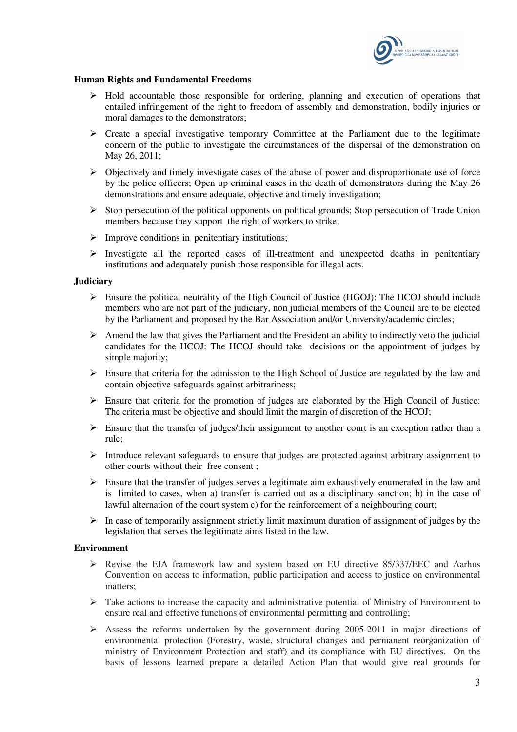**Human Rights and Fundamental Freedoms**

- Hold accountable those responsible for ordering, planning and execution of operations that entailed infringement of the right to freedom of assembly and demonstration, bodily injuries or moral damages to the demonstrators;
- Create a special investigative temporary Committee at the Parliament due to the legitimate concern of the public to investigate the circumstances of the dispersal of the demonstration on May 26, 2011;
- Objectively and timely investigate cases of the abuse of power and disproportionate use of force by the police officers; Open up criminal cases in the death of demonstrators during the May 26 demonstrations and ensure adequate, objective and timely investigation;
- Stop persecution of the political opponents on political grounds; Stop persecution of Trade Union members because they support the right of workers to strike;
- Improve conditions in penitentiary institutions;
- Investigate all the reported cases of ill-treatment and unexpected deaths in penitentiary institutions and adequately punish those responsible for illegal acts.

**Judiciary**

- Ensure the political neutrality of the High Council of Justice (HGOJ): The HCOJ should include members who are not part of the judiciary, non judicial members of the Council are to be elected by the Parliament and proposed by the Bar Association and/or University/academic circles;
- Amend the law that gives the Parliament and the President an ability to indirectly veto the judicial candidates for the HCOJ: The HCOJ should take decisions on the appointment of judges by simple majority;
- Ensure that criteria for the admission to the High School of Justice are regulated by the law and contain objective safeguards against arbitrariness;
- Ensure that criteria for the promotion of judges are elaborated by the High Council of Justice: The criteria must be objective and should limit the margin of discretion of the HCOJ;
- Ensure that the transfer of judges/their assignment to another court is an exception rather than a rule;
- Introduce relevant safeguards to ensure that judges are protected against arbitrary assignment to other courts without their free consent ;
- Ensure that the transfer of judges serves a legitimate aim exhaustively enumerated in the law and is limited to cases, when a) transfer is carried out as a disciplinary sanction; b) in the case of lawful alternation of the court system c) for the reinforcement of a neighbouring court;
- In case of temporarily assignment strictly limit maximum duration of assignment of judges by the legislation that serves the legitimate aims listed in the law.

**Environment**

- Revise the EIA framework law and system based on EU directive 85/337/EEC and Aarhus Convention on access to information, public participation and access to justice on environmental matters;
- Take actions to increase the capacity and administrative potential of Ministry of Environment to ensure real and effective functions of environmental permitting and controlling;
- Assess the reforms undertaken by the government during 2005-2011 in major directions of environmental protection (Forestry, waste, structural changes and permanent reorganization of ministry of Environment Protection and staff) and its compliance with EU directives. On the basis of lessons learned prepare a detailed Action Plan that would give real grounds for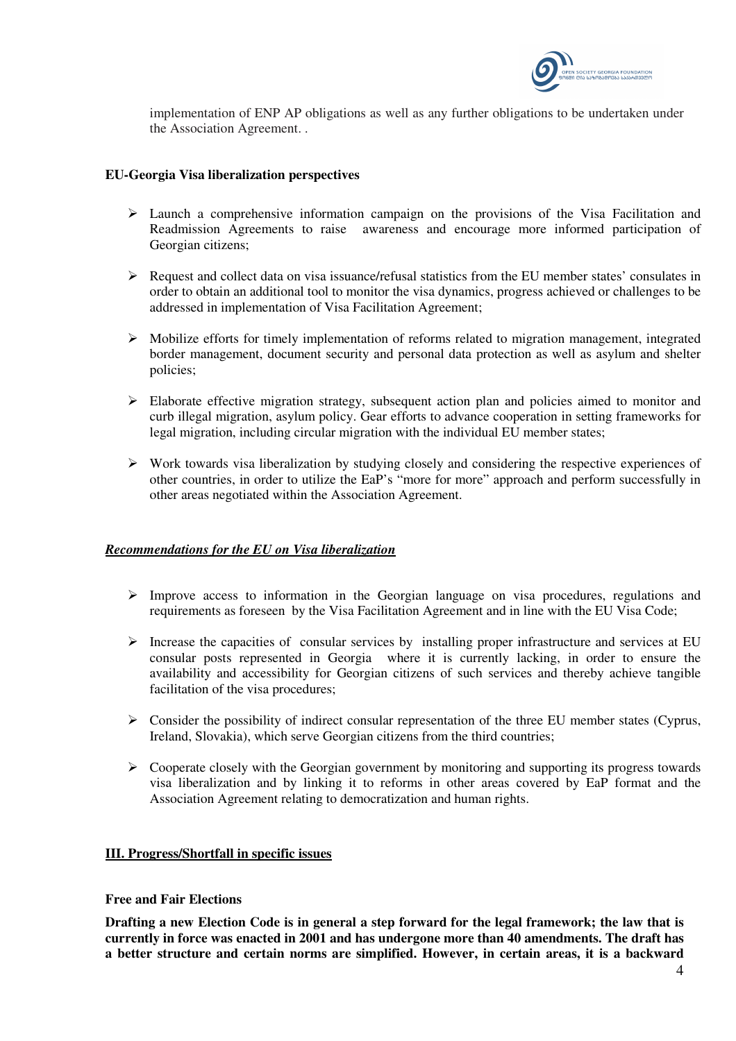implementation of ENP AP obligations as well as any further obligations to be undertaken under the Association Agreement. .

**EU-Georgia Visa liberalization perspectives**

- Launch a comprehensive information campaign on the provisions of the Visa Facilitation and Readmission Agreements to raise awareness and encourage more informed participation of Georgian citizens;

- Request and collect data on visa issuance/refusal statistics from the EU member states' consulates in order to obtain an additional tool to monitor the visa dynamics, progress achieved or challenges to be addressed in implementation of Visa Facilitation Agreement;

- Mobilize efforts for timely implementation of reforms related to migration management, integrated border management, document security and personal data protection as well as asylum and shelter policies;

- Elaborate effective migration strategy, subsequent action plan and policies aimed to monitor and curb illegal migration, asylum policy. Gear efforts to advance cooperation in setting frameworks for legal migration, including circular migration with the individual EU member states;

- Work towards visa liberalization by studying closely and considering the respective experiences of other countries, in order to utilize the EaP's "more for more" approach and perform successfully in other areas negotiated within the Association Agreement.

***Recommendations for the EU on Visa liberalization***

- Improve access to information in the Georgian language on visa procedures, regulations and requirements as foreseen by the Visa Facilitation Agreement and in line with the EU Visa Code;

- Increase the capacities of consular services by installing proper infrastructure and services at EU consular posts represented in Georgia where it is currently lacking, in order to ensure the availability and accessibility for Georgian citizens of such services and thereby achieve tangible facilitation of the visa procedures;

- Consider the possibility of indirect consular representation of the three EU member states (Cyprus, Ireland, Slovakia), which serve Georgian citizens from the third countries;

- Cooperate closely with the Georgian government by monitoring and supporting its progress towards visa liberalization and by linking it to reforms in other areas covered by EaP format and the Association Agreement relating to democratization and human rights.

## III. Progress/Shortfall in specific issues

**Free and Fair Elections**

**Drafting a new Election Code is in general a step forward for the legal framework; the law that is currently in force was enacted in 2001 and has undergone more than 40 amendments. The draft has a better structure and certain norms are simplified. However, in certain areas, it is a backward**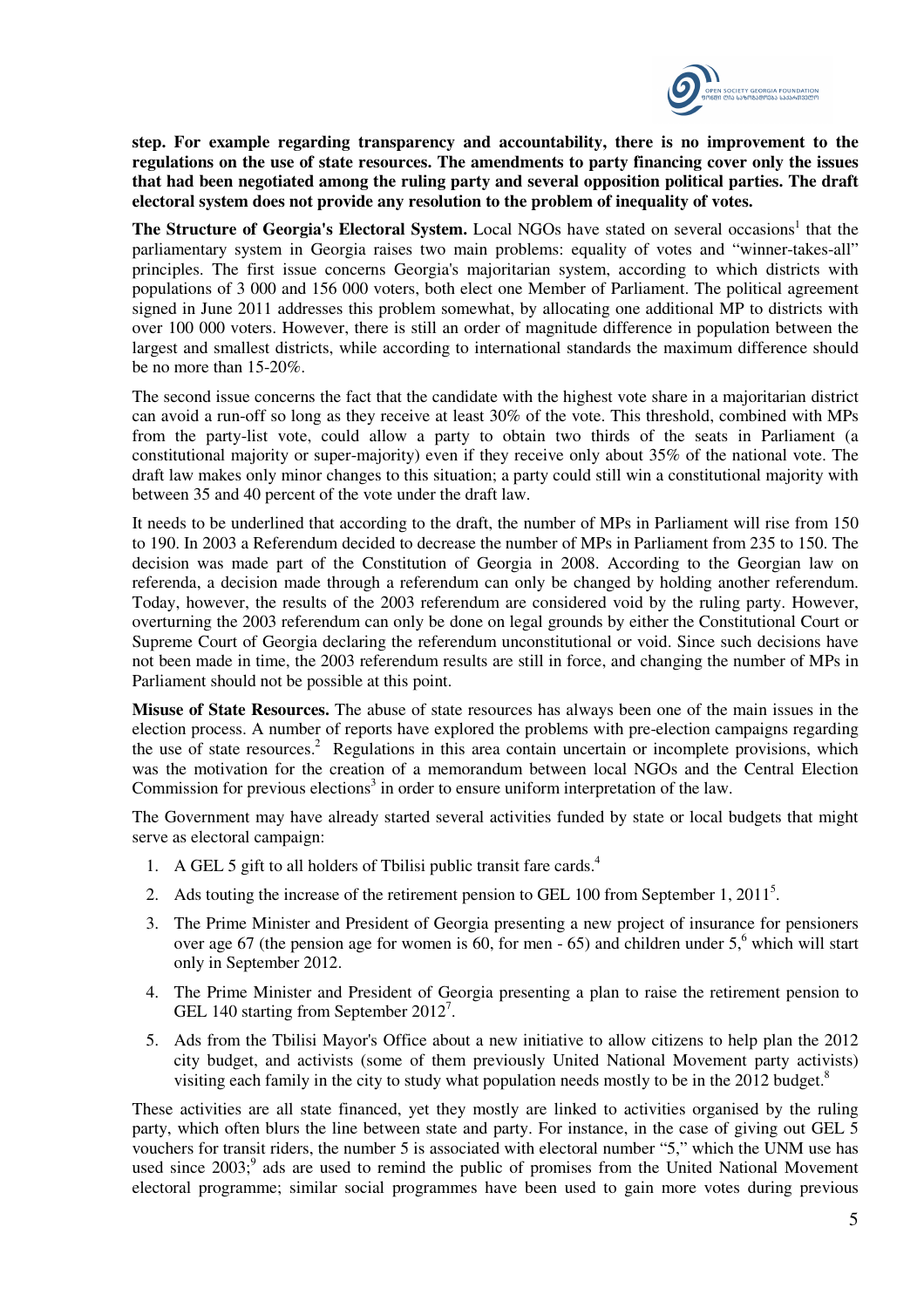**step. For example regarding transparency and accountability, there is no improvement to the regulations on the use of state resources. The amendments to party financing cover only the issues that had been negotiated among the ruling party and several opposition political parties. The draft electoral system does not provide any resolution to the problem of inequality of votes.**

**The Structure of Georgia's Electoral System.** Local NGOs have stated on several occasions[1] that the parliamentary system in Georgia raises two main problems: equality of votes and "winner-takes-all" principles. The first issue concerns Georgia's majoritarian system, according to which districts with populations of 3 000 and 156 000 voters, both elect one Member of Parliament. The political agreement signed in June 2011 addresses this problem somewhat, by allocating one additional MP to districts with over 100 000 voters. However, there is still an order of magnitude difference in population between the largest and smallest districts, while according to international standards the maximum difference should be no more than 15-20%.

The second issue concerns the fact that the candidate with the highest vote share in a majoritarian district can avoid a run-off so long as they receive at least 30% of the vote. This threshold, combined with MPs from the party-list vote, could allow a party to obtain two thirds of the seats in Parliament (a constitutional majority or super-majority) even if they receive only about 35% of the national vote. The draft law makes only minor changes to this situation; a party could still win a constitutional majority with between 35 and 40 percent of the vote under the draft law.

It needs to be underlined that according to the draft, the number of MPs in Parliament will rise from 150 to 190. In 2003 a Referendum decided to decrease the number of MPs in Parliament from 235 to 150. The decision was made part of the Constitution of Georgia in 2008. According to the Georgian law on referenda, a decision made through a referendum can only be changed by holding another referendum. Today, however, the results of the 2003 referendum are considered void by the ruling party. However, overturning the 2003 referendum can only be done on legal grounds by either the Constitutional Court or Supreme Court of Georgia declaring the referendum unconstitutional or void. Since such decisions have not been made in time, the 2003 referendum results are still in force, and changing the number of MPs in Parliament should not be possible at this point.

**Misuse of State Resources.** The abuse of state resources has always been one of the main issues in the election process. A number of reports have explored the problems with pre-election campaigns regarding the use of state resources.[2] Regulations in this area contain uncertain or incomplete provisions, which was the motivation for the creation of a memorandum between local NGOs and the Central Election Commission for previous elections[3] in order to ensure uniform interpretation of the law.

The Government may have already started several activities funded by state or local budgets that might serve as electoral campaign:

1. A GEL 5 gift to all holders of Tbilisi public transit fare cards.[4]
2. Ads touting the increase of the retirement pension to GEL 100 from September 1, 2011[5].
3. The Prime Minister and President of Georgia presenting a new project of insurance for pensioners over age 67 (the pension age for women is 60, for men - 65) and children under 5,[6] which will start only in September 2012.
4. The Prime Minister and President of Georgia presenting a plan to raise the retirement pension to GEL 140 starting from September 2012[7].
5. Ads from the Tbilisi Mayor's Office about a new initiative to allow citizens to help plan the 2012 city budget, and activists (some of them previously United National Movement party activists) visiting each family in the city to study what population needs mostly to be in the 2012 budget.[8]

These activities are all state financed, yet they mostly are linked to activities organised by the ruling party, which often blurs the line between state and party. For instance, in the case of giving out GEL 5 vouchers for transit riders, the number 5 is associated with electoral number "5," which the UNM use has used since 2003;[9] ads are used to remind the public of promises from the United National Movement electoral programme; similar social programmes have been used to gain more votes during previous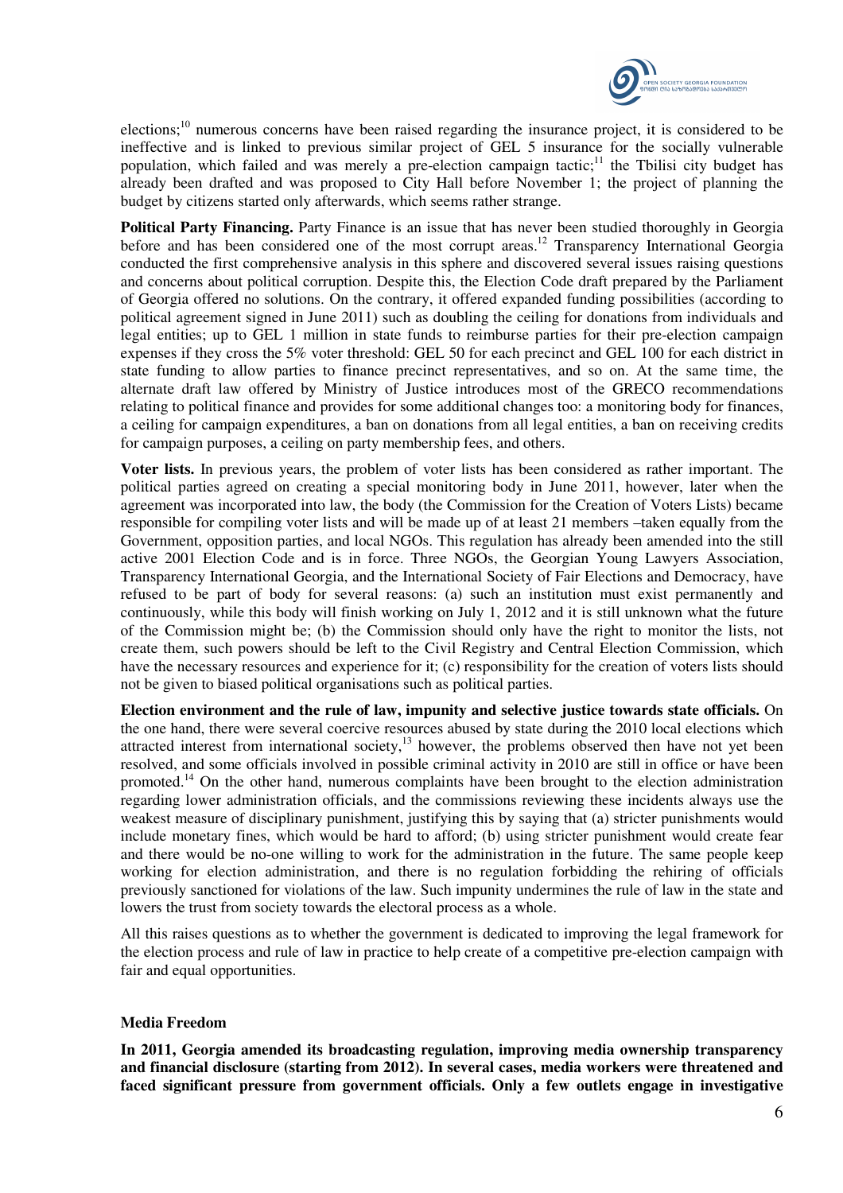elections;[10] numerous concerns have been raised regarding the insurance project, it is considered to be ineffective and is linked to previous similar project of GEL 5 insurance for the socially vulnerable population, which failed and was merely a pre-election campaign tactic;[11] the Tbilisi city budget has already been drafted and was proposed to City Hall before November 1; the project of planning the budget by citizens started only afterwards, which seems rather strange.

**Political Party Financing.** Party Finance is an issue that has never been studied thoroughly in Georgia before and has been considered one of the most corrupt areas.[12] Transparency International Georgia conducted the first comprehensive analysis in this sphere and discovered several issues raising questions and concerns about political corruption. Despite this, the Election Code draft prepared by the Parliament of Georgia offered no solutions. On the contrary, it offered expanded funding possibilities (according to political agreement signed in June 2011) such as doubling the ceiling for donations from individuals and legal entities; up to GEL 1 million in state funds to reimburse parties for their pre-election campaign expenses if they cross the 5% voter threshold: GEL 50 for each precinct and GEL 100 for each district in state funding to allow parties to finance precinct representatives, and so on. At the same time, the alternate draft law offered by Ministry of Justice introduces most of the GRECO recommendations relating to political finance and provides for some additional changes too: a monitoring body for finances, a ceiling for campaign expenditures, a ban on donations from all legal entities, a ban on receiving credits for campaign purposes, a ceiling on party membership fees, and others.

**Voter lists.** In previous years, the problem of voter lists has been considered as rather important. The political parties agreed on creating a special monitoring body in June 2011, however, later when the agreement was incorporated into law, the body (the Commission for the Creation of Voters Lists) became responsible for compiling voter lists and will be made up of at least 21 members –taken equally from the Government, opposition parties, and local NGOs. This regulation has already been amended into the still active 2001 Election Code and is in force. Three NGOs, the Georgian Young Lawyers Association, Transparency International Georgia, and the International Society of Fair Elections and Democracy, have refused to be part of body for several reasons: (a) such an institution must exist permanently and continuously, while this body will finish working on July 1, 2012 and it is still unknown what the future of the Commission might be; (b) the Commission should only have the right to monitor the lists, not create them, such powers should be left to the Civil Registry and Central Election Commission, which have the necessary resources and experience for it; (c) responsibility for the creation of voters lists should not be given to biased political organisations such as political parties.

**Election environment and the rule of law, impunity and selective justice towards state officials.** On the one hand, there were several coercive resources abused by state during the 2010 local elections which attracted interest from international society,[13] however, the problems observed then have not yet been resolved, and some officials involved in possible criminal activity in 2010 are still in office or have been promoted.[14] On the other hand, numerous complaints have been brought to the election administration regarding lower administration officials, and the commissions reviewing these incidents always use the weakest measure of disciplinary punishment, justifying this by saying that (a) stricter punishments would include monetary fines, which would be hard to afford; (b) using stricter punishment would create fear and there would be no-one willing to work for the administration in the future. The same people keep working for election administration, and there is no regulation forbidding the rehiring of officials previously sanctioned for violations of the law. Such impunity undermines the rule of law in the state and lowers the trust from society towards the electoral process as a whole.

All this raises questions as to whether the government is dedicated to improving the legal framework for the election process and rule of law in practice to help create of a competitive pre-election campaign with fair and equal opportunities.

### Media Freedom

**In 2011, Georgia amended its broadcasting regulation, improving media ownership transparency and financial disclosure (starting from 2012). In several cases, media workers were threatened and faced significant pressure from government officials. Only a few outlets engage in investigative**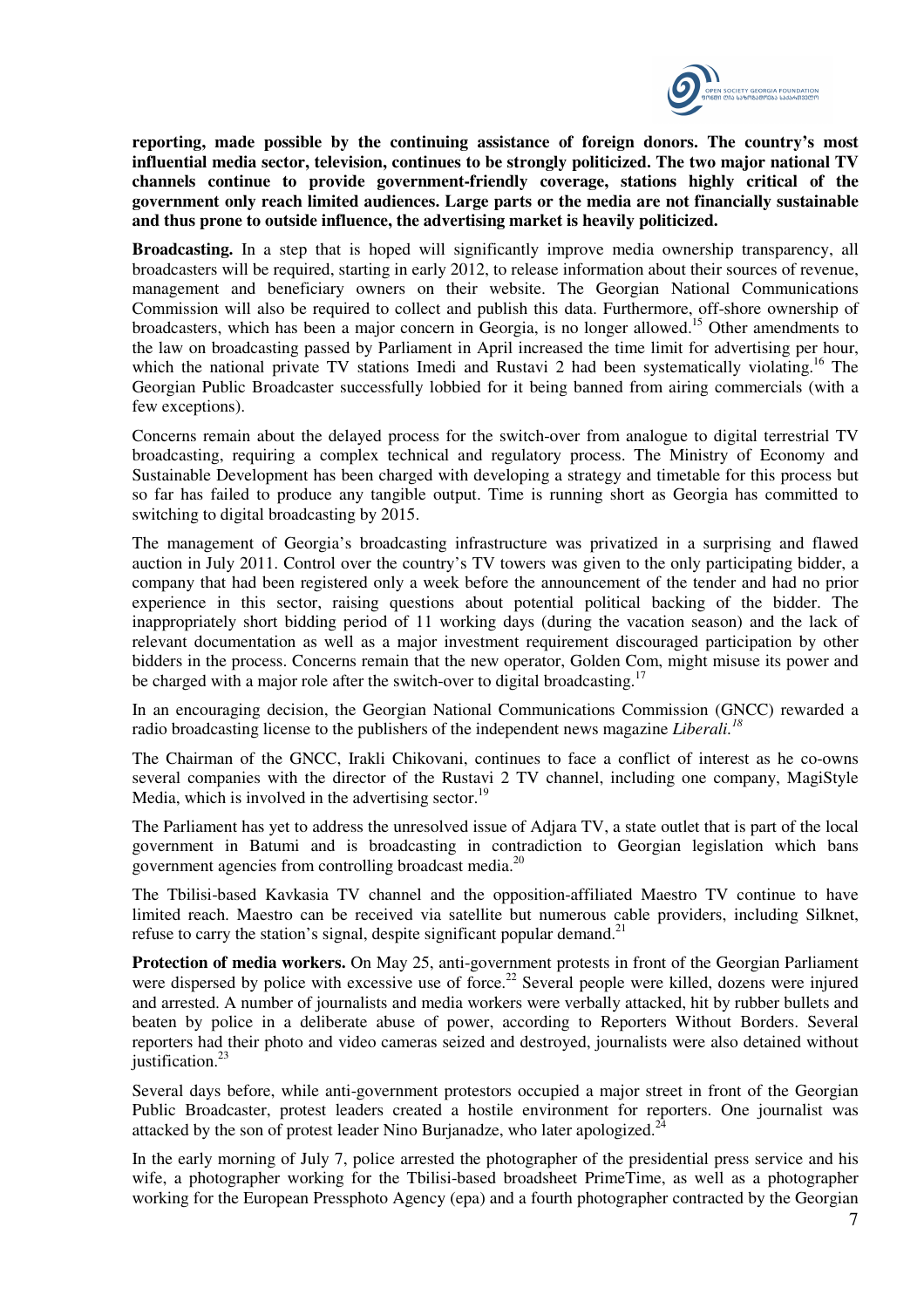**reporting, made possible by the continuing assistance of foreign donors. The country's most influential media sector, television, continues to be strongly politicized. The two major national TV channels continue to provide government-friendly coverage, stations highly critical of the government only reach limited audiences. Large parts or the media are not financially sustainable and thus prone to outside influence, the advertising market is heavily politicized.**

**Broadcasting.** In a step that is hoped will significantly improve media ownership transparency, all broadcasters will be required, starting in early 2012, to release information about their sources of revenue, management and beneficiary owners on their website. The Georgian National Communications Commission will also be required to collect and publish this data. Furthermore, off-shore ownership of broadcasters, which has been a major concern in Georgia, is no longer allowed.[15] Other amendments to the law on broadcasting passed by Parliament in April increased the time limit for advertising per hour, which the national private TV stations Imedi and Rustavi 2 had been systematically violating.[16] The Georgian Public Broadcaster successfully lobbied for it being banned from airing commercials (with a few exceptions).

Concerns remain about the delayed process for the switch-over from analogue to digital terrestrial TV broadcasting, requiring a complex technical and regulatory process. The Ministry of Economy and Sustainable Development has been charged with developing a strategy and timetable for this process but so far has failed to produce any tangible output. Time is running short as Georgia has committed to switching to digital broadcasting by 2015.

The management of Georgia's broadcasting infrastructure was privatized in a surprising and flawed auction in July 2011. Control over the country's TV towers was given to the only participating bidder, a company that had been registered only a week before the announcement of the tender and had no prior experience in this sector, raising questions about potential political backing of the bidder. The inappropriately short bidding period of 11 working days (during the vacation season) and the lack of relevant documentation as well as a major investment requirement discouraged participation by other bidders in the process. Concerns remain that the new operator, Golden Com, might misuse its power and be charged with a major role after the switch-over to digital broadcasting.[17]

In an encouraging decision, the Georgian National Communications Commission (GNCC) rewarded a radio broadcasting license to the publishers of the independent news magazine *Liberali.*[18]

The Chairman of the GNCC, Irakli Chikovani, continues to face a conflict of interest as he co-owns several companies with the director of the Rustavi 2 TV channel, including one company, MagiStyle Media, which is involved in the advertising sector.[19]

The Parliament has yet to address the unresolved issue of Adjara TV, a state outlet that is part of the local government in Batumi and is broadcasting in contradiction to Georgian legislation which bans government agencies from controlling broadcast media.[20]

The Tbilisi-based Kavkasia TV channel and the opposition-affiliated Maestro TV continue to have limited reach. Maestro can be received via satellite but numerous cable providers, including Silknet, refuse to carry the station's signal, despite significant popular demand.[21]

**Protection of media workers.** On May 25, anti-government protests in front of the Georgian Parliament were dispersed by police with excessive use of force.[22] Several people were killed, dozens were injured and arrested. A number of journalists and media workers were verbally attacked, hit by rubber bullets and beaten by police in a deliberate abuse of power, according to Reporters Without Borders. Several reporters had their photo and video cameras seized and destroyed, journalists were also detained without justification.[23]

Several days before, while anti-government protestors occupied a major street in front of the Georgian Public Broadcaster, protest leaders created a hostile environment for reporters. One journalist was attacked by the son of protest leader Nino Burjanadze, who later apologized.[24]

In the early morning of July 7, police arrested the photographer of the presidential press service and his wife, a photographer working for the Tbilisi-based broadsheet PrimeTime, as well as a photographer working for the European Pressphoto Agency (epa) and a fourth photographer contracted by the Georgian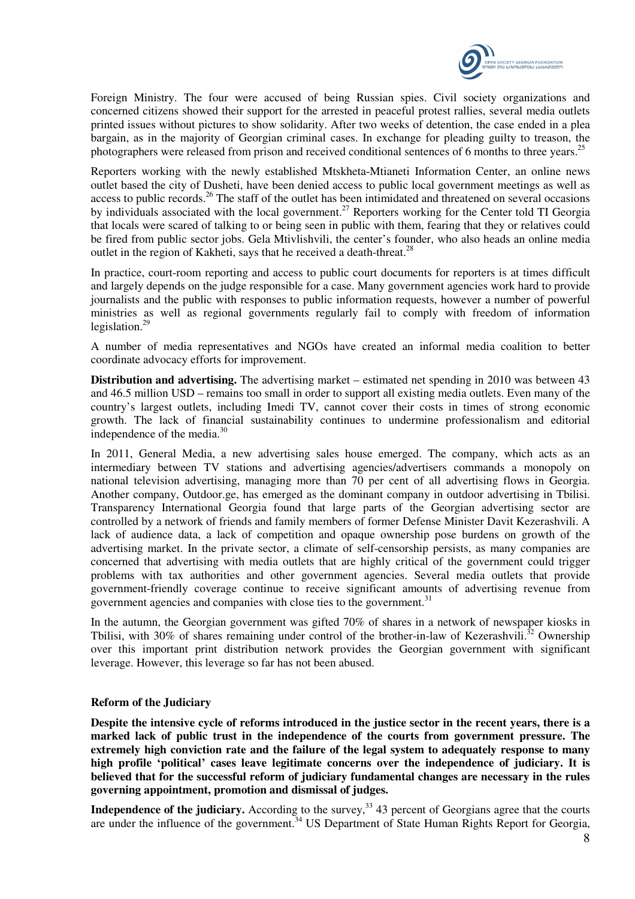Foreign Ministry. The four were accused of being Russian spies. Civil society organizations and concerned citizens showed their support for the arrested in peaceful protest rallies, several media outlets printed issues without pictures to show solidarity. After two weeks of detention, the case ended in a plea bargain, as in the majority of Georgian criminal cases. In exchange for pleading guilty to treason, the photographers were released from prison and received conditional sentences of 6 months to three years.[25]

Reporters working with the newly established Mtskheta-Mtianeti Information Center, an online news outlet based the city of Dusheti, have been denied access to public local government meetings as well as access to public records.[26] The staff of the outlet has been intimidated and threatened on several occasions by individuals associated with the local government.[27] Reporters working for the Center told TI Georgia that locals were scared of talking to or being seen in public with them, fearing that they or relatives could be fired from public sector jobs. Gela Mtivlishvili, the center's founder, who also heads an online media outlet in the region of Kakheti, says that he received a death-threat.[28]

In practice, court-room reporting and access to public court documents for reporters is at times difficult and largely depends on the judge responsible for a case. Many government agencies work hard to provide journalists and the public with responses to public information requests, however a number of powerful ministries as well as regional governments regularly fail to comply with freedom of information legislation.[29]

A number of media representatives and NGOs have created an informal media coalition to better coordinate advocacy efforts for improvement.

**Distribution and advertising.** The advertising market – estimated net spending in 2010 was between 43 and 46.5 million USD – remains too small in order to support all existing media outlets. Even many of the country's largest outlets, including Imedi TV, cannot cover their costs in times of strong economic growth. The lack of financial sustainability continues to undermine professionalism and editorial independence of the media.[30]

In 2011, General Media, a new advertising sales house emerged. The company, which acts as an intermediary between TV stations and advertising agencies/advertisers commands a monopoly on national television advertising, managing more than 70 per cent of all advertising flows in Georgia. Another company, Outdoor.ge, has emerged as the dominant company in outdoor advertising in Tbilisi. Transparency International Georgia found that large parts of the Georgian advertising sector are controlled by a network of friends and family members of former Defense Minister Davit Kezerashvili. A lack of audience data, a lack of competition and opaque ownership pose burdens on growth of the advertising market. In the private sector, a climate of self-censorship persists, as many companies are concerned that advertising with media outlets that are highly critical of the government could trigger problems with tax authorities and other government agencies. Several media outlets that provide government-friendly coverage continue to receive significant amounts of advertising revenue from government agencies and companies with close ties to the government.[31]

In the autumn, the Georgian government was gifted 70% of shares in a network of newspaper kiosks in Tbilisi, with 30% of shares remaining under control of the brother-in-law of Kezerashvili.[32] Ownership over this important print distribution network provides the Georgian government with significant leverage. However, this leverage so far has not been abused.

## Reform of the Judiciary

**Despite the intensive cycle of reforms introduced in the justice sector in the recent years, there is a marked lack of public trust in the independence of the courts from government pressure. The extremely high conviction rate and the failure of the legal system to adequately response to many high profile 'political' cases leave legitimate concerns over the independence of judiciary. It is believed that for the successful reform of judiciary fundamental changes are necessary in the rules governing appointment, promotion and dismissal of judges.**

**Independence of the judiciary.** According to the survey,[33] 43 percent of Georgians agree that the courts are under the influence of the government.[34] US Department of State Human Rights Report for Georgia,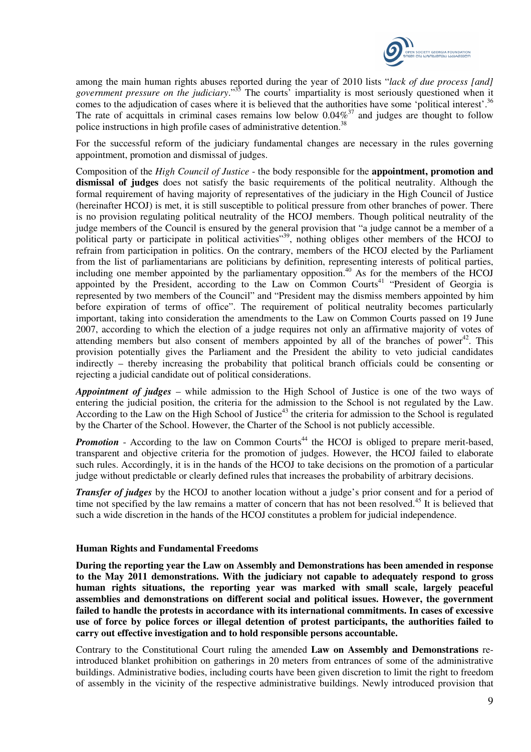among the main human rights abuses reported during the year of 2010 lists "*lack of due process [and] government pressure on the judiciary*."[35] The courts' impartiality is most seriously questioned when it comes to the adjudication of cases where it is believed that the authorities have some 'political interest'.[36] The rate of acquittals in criminal cases remains low below 0.04%[37] and judges are thought to follow police instructions in high profile cases of administrative detention.[38]

For the successful reform of the judiciary fundamental changes are necessary in the rules governing appointment, promotion and dismissal of judges.

Composition of the *High Council of Justice* - the body responsible for the **appointment, promotion and dismissal of judges** does not satisfy the basic requirements of the political neutrality. Although the formal requirement of having majority of representatives of the judiciary in the High Council of Justice (hereinafter HCOJ) is met, it is still susceptible to political pressure from other branches of power. There is no provision regulating political neutrality of the HCOJ members. Though political neutrality of the judge members of the Council is ensured by the general provision that "a judge cannot be a member of a political party or participate in political activities"[39], nothing obliges other members of the HCOJ to refrain from participation in politics. On the contrary, members of the HCOJ elected by the Parliament from the list of parliamentarians are politicians by definition, representing interests of political parties, including one member appointed by the parliamentary opposition.[40] As for the members of the HCOJ appointed by the President, according to the Law on Common Courts[41] "President of Georgia is represented by two members of the Council" and "President may the dismiss members appointed by him before expiration of terms of office". The requirement of political neutrality becomes particularly important, taking into consideration the amendments to the Law on Common Courts passed on 19 June 2007, according to which the election of a judge requires not only an affirmative majority of votes of attending members but also consent of members appointed by all of the branches of power[42]. This provision potentially gives the Parliament and the President the ability to veto judicial candidates indirectly – thereby increasing the probability that political branch officials could be consenting or rejecting a judicial candidate out of political considerations.

***Appointment of judges*** – while admission to the High School of Justice is one of the two ways of entering the judicial position, the criteria for the admission to the School is not regulated by the Law. According to the Law on the High School of Justice[43] the criteria for admission to the School is regulated by the Charter of the School. However, the Charter of the School is not publicly accessible.

***Promotion*** - According to the law on Common Courts[44] the HCOJ is obliged to prepare merit-based, transparent and objective criteria for the promotion of judges. However, the HCOJ failed to elaborate such rules. Accordingly, it is in the hands of the HCOJ to take decisions on the promotion of a particular judge without predictable or clearly defined rules that increases the probability of arbitrary decisions.

***Transfer of judges*** by the HCOJ to another location without a judge's prior consent and for a period of time not specified by the law remains a matter of concern that has not been resolved.[45] It is believed that such a wide discretion in the hands of the HCOJ constitutes a problem for judicial independence.

### Human Rights and Fundamental Freedoms

**During the reporting year the Law on Assembly and Demonstrations has been amended in response to the May 2011 demonstrations. With the judiciary not capable to adequately respond to gross human rights situations, the reporting year was marked with small scale, largely peaceful assemblies and demonstrations on different social and political issues. However, the government failed to handle the protests in accordance with its international commitments. In cases of excessive use of force by police forces or illegal detention of protest participants, the authorities failed to carry out effective investigation and to hold responsible persons accountable.**

Contrary to the Constitutional Court ruling the amended **Law on Assembly and Demonstrations** re-introduced blanket prohibition on gatherings in 20 meters from entrances of some of the administrative buildings. Administrative bodies, including courts have been given discretion to limit the right to freedom of assembly in the vicinity of the respective administrative buildings. Newly introduced provision that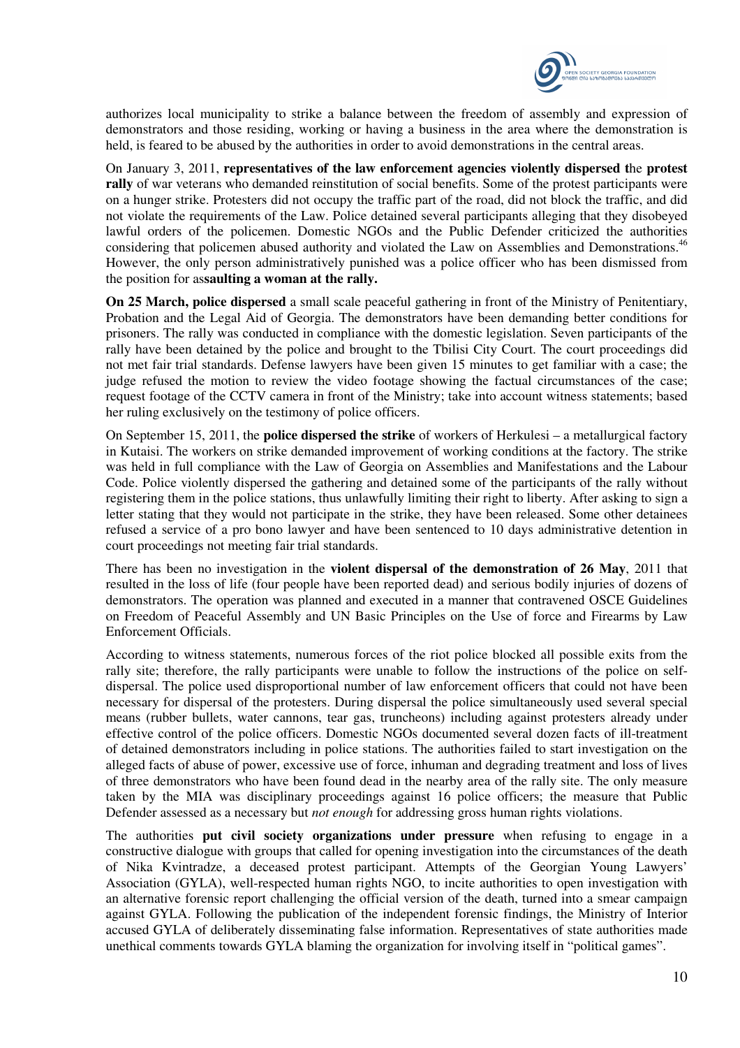authorizes local municipality to strike a balance between the freedom of assembly and expression of demonstrators and those residing, working or having a business in the area where the demonstration is held, is feared to be abused by the authorities in order to avoid demonstrations in the central areas.

On January 3, 2011, **representatives of the law enforcement agencies violently dispersed t**he **protest rally** of war veterans who demanded reinstitution of social benefits. Some of the protest participants were on a hunger strike. Protesters did not occupy the traffic part of the road, did not block the traffic, and did not violate the requirements of the Law. Police detained several participants alleging that they disobeyed lawful orders of the policemen. Domestic NGOs and the Public Defender criticized the authorities considering that policemen abused authority and violated the Law on Assemblies and Demonstrations.[46] However, the only person administratively punished was a police officer who has been dismissed from the position for as**saulting a woman at the rally.**

**On 25 March, police dispersed** a small scale peaceful gathering in front of the Ministry of Penitentiary, Probation and the Legal Aid of Georgia. The demonstrators have been demanding better conditions for prisoners. The rally was conducted in compliance with the domestic legislation. Seven participants of the rally have been detained by the police and brought to the Tbilisi City Court. The court proceedings did not met fair trial standards. Defense lawyers have been given 15 minutes to get familiar with a case; the judge refused the motion to review the video footage showing the factual circumstances of the case; request footage of the CCTV camera in front of the Ministry; take into account witness statements; based her ruling exclusively on the testimony of police officers.

On September 15, 2011, the **police dispersed the strike** of workers of Herkulesi – a metallurgical factory in Kutaisi. The workers on strike demanded improvement of working conditions at the factory. The strike was held in full compliance with the Law of Georgia on Assemblies and Manifestations and the Labour Code. Police violently dispersed the gathering and detained some of the participants of the rally without registering them in the police stations, thus unlawfully limiting their right to liberty. After asking to sign a letter stating that they would not participate in the strike, they have been released. Some other detainees refused a service of a pro bono lawyer and have been sentenced to 10 days administrative detention in court proceedings not meeting fair trial standards.

There has been no investigation in the **violent dispersal of the demonstration of 26 May**, 2011 that resulted in the loss of life (four people have been reported dead) and serious bodily injuries of dozens of demonstrators. The operation was planned and executed in a manner that contravened OSCE Guidelines on Freedom of Peaceful Assembly and UN Basic Principles on the Use of force and Firearms by Law Enforcement Officials.

According to witness statements, numerous forces of the riot police blocked all possible exits from the rally site; therefore, the rally participants were unable to follow the instructions of the police on self-dispersal. The police used disproportional number of law enforcement officers that could not have been necessary for dispersal of the protesters. During dispersal the police simultaneously used several special means (rubber bullets, water cannons, tear gas, truncheons) including against protesters already under effective control of the police officers. Domestic NGOs documented several dozen facts of ill-treatment of detained demonstrators including in police stations. The authorities failed to start investigation on the alleged facts of abuse of power, excessive use of force, inhuman and degrading treatment and loss of lives of three demonstrators who have been found dead in the nearby area of the rally site. The only measure taken by the MIA was disciplinary proceedings against 16 police officers; the measure that Public Defender assessed as a necessary but *not enough* for addressing gross human rights violations.

The authorities **put civil society organizations under pressure** when refusing to engage in a constructive dialogue with groups that called for opening investigation into the circumstances of the death of Nika Kvintradze, a deceased protest participant. Attempts of the Georgian Young Lawyers' Association (GYLA), well-respected human rights NGO, to incite authorities to open investigation with an alternative forensic report challenging the official version of the death, turned into a smear campaign against GYLA. Following the publication of the independent forensic findings, the Ministry of Interior accused GYLA of deliberately disseminating false information. Representatives of state authorities made unethical comments towards GYLA blaming the organization for involving itself in "political games".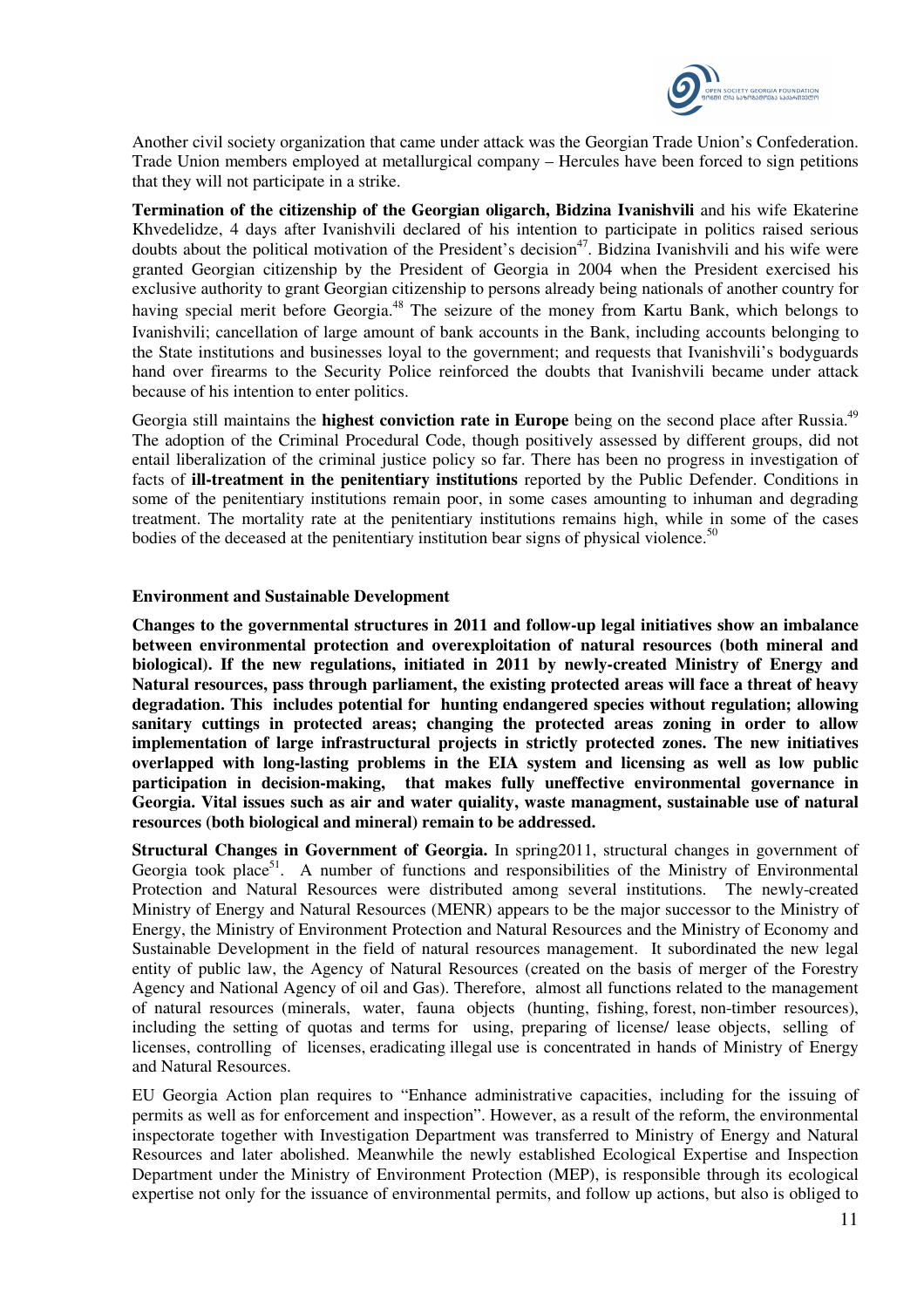Another civil society organization that came under attack was the Georgian Trade Union's Confederation. Trade Union members employed at metallurgical company – Hercules have been forced to sign petitions that they will not participate in a strike.

**Termination of the citizenship of the Georgian oligarch, Bidzina Ivanishvili** and his wife Ekaterine Khvedelidze, 4 days after Ivanishvili declared of his intention to participate in politics raised serious doubts about the political motivation of the President's decision[47]. Bidzina Ivanishvili and his wife were granted Georgian citizenship by the President of Georgia in 2004 when the President exercised his exclusive authority to grant Georgian citizenship to persons already being nationals of another country for having special merit before Georgia.[48] The seizure of the money from Kartu Bank, which belongs to Ivanishvili; cancellation of large amount of bank accounts in the Bank, including accounts belonging to the State institutions and businesses loyal to the government; and requests that Ivanishvili's bodyguards hand over firearms to the Security Police reinforced the doubts that Ivanishvili became under attack because of his intention to enter politics.

Georgia still maintains the **highest conviction rate in Europe** being on the second place after Russia.[49] The adoption of the Criminal Procedural Code, though positively assessed by different groups, did not entail liberalization of the criminal justice policy so far. There has been no progress in investigation of facts of **ill-treatment in the penitentiary institutions** reported by the Public Defender. Conditions in some of the penitentiary institutions remain poor, in some cases amounting to inhuman and degrading treatment. The mortality rate at the penitentiary institutions remains high, while in some of the cases bodies of the deceased at the penitentiary institution bear signs of physical violence.[50]

### Environment and Sustainable Development

**Changes to the governmental structures in 2011 and follow-up legal initiatives show an imbalance between environmental protection and overexploitation of natural resources (both mineral and biological). If the new regulations, initiated in 2011 by newly-created Ministry of Energy and Natural resources, pass through parliament, the existing protected areas will face a threat of heavy degradation. This includes potential for hunting endangered species without regulation; allowing sanitary cuttings in protected areas; changing the protected areas zoning in order to allow implementation of large infrastructural projects in strictly protected zones. The new initiatives overlapped with long-lasting problems in the EIA system and licensing as well as low public participation in decision-making, that makes fully uneffective environmental governance in Georgia. Vital issues such as air and water quiality, waste managment, sustainable use of natural resources (both biological and mineral) remain to be addressed.**

**Structural Changes in Government of Georgia.** In spring2011, structural changes in government of Georgia took place[51]. A number of functions and responsibilities of the Ministry of Environmental Protection and Natural Resources were distributed among several institutions. The newly-created Ministry of Energy and Natural Resources (MENR) appears to be the major successor to the Ministry of Energy, the Ministry of Environment Protection and Natural Resources and the Ministry of Economy and Sustainable Development in the field of natural resources management. It subordinated the new legal entity of public law, the Agency of Natural Resources (created on the basis of merger of the Forestry Agency and National Agency of oil and Gas). Therefore, almost all functions related to the management of natural resources (minerals, water, fauna objects (hunting, fishing, forest, non-timber resources), including the setting of quotas and terms for using, preparing of license/ lease objects, selling of licenses, controlling of licenses, eradicating illegal use is concentrated in hands of Ministry of Energy and Natural Resources.

EU Georgia Action plan requires to "Enhance administrative capacities, including for the issuing of permits as well as for enforcement and inspection". However, as a result of the reform, the environmental inspectorate together with Investigation Department was transferred to Ministry of Energy and Natural Resources and later abolished. Meanwhile the newly established Ecological Expertise and Inspection Department under the Ministry of Environment Protection (MEP), is responsible through its ecological expertise not only for the issuance of environmental permits, and follow up actions, but also is obliged to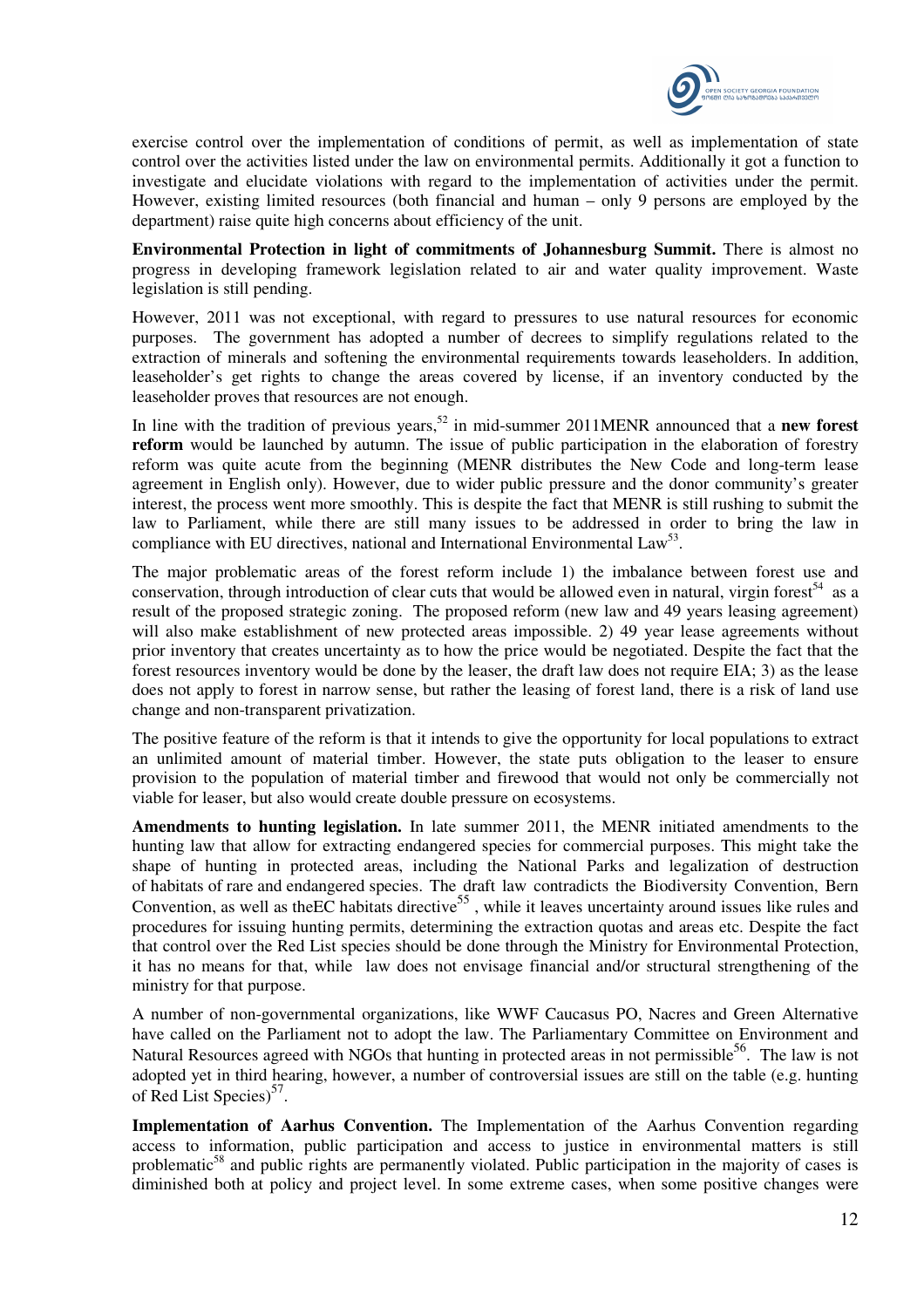exercise control over the implementation of conditions of permit, as well as implementation of state control over the activities listed under the law on environmental permits. Additionally it got a function to investigate and elucidate violations with regard to the implementation of activities under the permit. However, existing limited resources (both financial and human – only 9 persons are employed by the department) raise quite high concerns about efficiency of the unit.

**Environmental Protection in light of commitments of Johannesburg Summit.** There is almost no progress in developing framework legislation related to air and water quality improvement. Waste legislation is still pending.

However, 2011 was not exceptional, with regard to pressures to use natural resources for economic purposes. The government has adopted a number of decrees to simplify regulations related to the extraction of minerals and softening the environmental requirements towards leaseholders. In addition, leaseholder's get rights to change the areas covered by license, if an inventory conducted by the leaseholder proves that resources are not enough.

In line with the tradition of previous years,[52] in mid-summer 2011MENR announced that a **new forest reform** would be launched by autumn. The issue of public participation in the elaboration of forestry reform was quite acute from the beginning (MENR distributes the New Code and long-term lease agreement in English only). However, due to wider public pressure and the donor community's greater interest, the process went more smoothly. This is despite the fact that MENR is still rushing to submit the law to Parliament, while there are still many issues to be addressed in order to bring the law in compliance with EU directives, national and International Environmental Law[53].

The major problematic areas of the forest reform include 1) the imbalance between forest use and conservation, through introduction of clear cuts that would be allowed even in natural, virgin forest[54] as a result of the proposed strategic zoning. The proposed reform (new law and 49 years leasing agreement) will also make establishment of new protected areas impossible. 2) 49 year lease agreements without prior inventory that creates uncertainty as to how the price would be negotiated. Despite the fact that the forest resources inventory would be done by the leaser, the draft law does not require EIA; 3) as the lease does not apply to forest in narrow sense, but rather the leasing of forest land, there is a risk of land use change and non-transparent privatization.

The positive feature of the reform is that it intends to give the opportunity for local populations to extract an unlimited amount of material timber. However, the state puts obligation to the leaser to ensure provision to the population of material timber and firewood that would not only be commercially not viable for leaser, but also would create double pressure on ecosystems.

**Amendments to hunting legislation.** In late summer 2011, the MENR initiated amendments to the hunting law that allow for extracting endangered species for commercial purposes. This might take the shape of hunting in protected areas, including the National Parks and legalization of destruction of habitats of rare and endangered species. The draft law contradicts the Biodiversity Convention, Bern Convention, as well as theEC habitats directive[55] , while it leaves uncertainty around issues like rules and procedures for issuing hunting permits, determining the extraction quotas and areas etc. Despite the fact that control over the Red List species should be done through the Ministry for Environmental Protection, it has no means for that, while law does not envisage financial and/or structural strengthening of the ministry for that purpose.

A number of non-governmental organizations, like WWF Caucasus PO, Nacres and Green Alternative have called on the Parliament not to adopt the law. The Parliamentary Committee on Environment and Natural Resources agreed with NGOs that hunting in protected areas in not permissible[56]. The law is not adopted yet in third hearing, however, a number of controversial issues are still on the table (e.g. hunting of Red List Species)[57].

**Implementation of Aarhus Convention.** The Implementation of the Aarhus Convention regarding access to information, public participation and access to justice in environmental matters is still problematic[58] and public rights are permanently violated. Public participation in the majority of cases is diminished both at policy and project level. In some extreme cases, when some positive changes were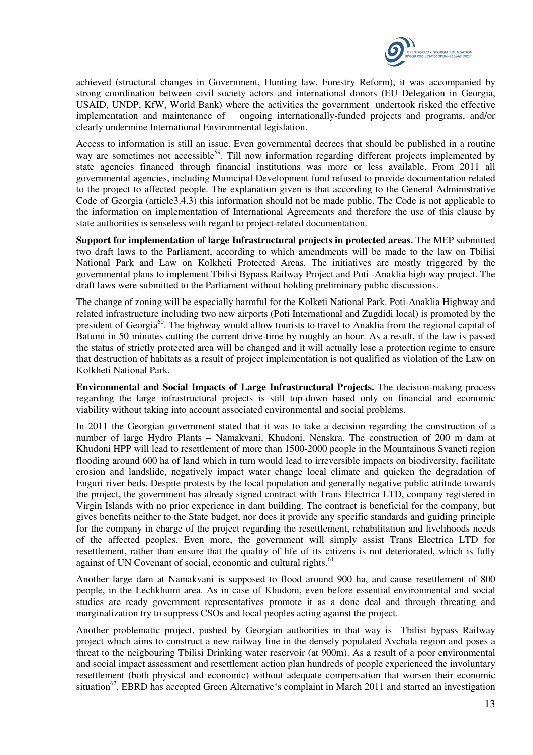achieved (structural changes in Government, Hunting law, Forestry Reform), it was accompanied by strong coordination between civil society actors and international donors (EU Delegation in Georgia, USAID, UNDP, KfW, World Bank) where the activities the government undertook risked the effective implementation and maintenance of ongoing internationally-funded projects and programs, and/or clearly undermine International Environmental legislation.

Access to information is still an issue. Even governmental decrees that should be published in a routine way are sometimes not accessible[59]. Till now information regarding different projects implemented by state agencies financed through financial institutions was more or less available. From 2011 all governmental agencies, including Municipal Development fund refused to provide documentation related to the project to affected people. The explanation given is that according to the General Administrative Code of Georgia (article3.4.3) this information should not be made public. The Code is not applicable to the information on implementation of International Agreements and therefore the use of this clause by state authorities is senseless with regard to project-related documentation.

**Support for implementation of large Infrastructural projects in protected areas.** The MEP submitted two draft laws to the Parliament, according to which amendments will be made to the law on Tbilisi National Park and Law on Kolkheti Protected Areas. The initiatives are mostly triggered by the governmental plans to implement Tbilisi Bypass Railway Project and Poti -Anaklia high way project. The draft laws were submitted to the Parliament without holding preliminary public discussions.

The change of zoning will be especially harmful for the Kolketi National Park. Poti-Anaklia Highway and related infrastructure including two new airports (Poti International and Zugdidi local) is promoted by the president of Georgia[60]. The highway would allow tourists to travel to Anaklia from the regional capital of Batumi in 50 minutes cutting the current drive-time by roughly an hour. As a result, if the law is passed the status of strictly protected area will be changed and it will actually lose a protection regime to ensure that destruction of habitats as a result of project implementation is not qualified as violation of the Law on Kolkheti National Park.

**Environmental and Social Impacts of Large Infrastructural Projects.** The decision-making process regarding the large infrastructural projects is still top-down based only on financial and economic viability without taking into account associated environmental and social problems.

In 2011 the Georgian government stated that it was to take a decision regarding the construction of a number of large Hydro Plants – Namakvani, Khudoni, Nenskra. The construction of 200 m dam at Khudoni HPP will lead to resettlement of more than 1500-2000 people in the Mountainous Svaneti region flooding around 600 ha of land which in turn would lead to irreversible impacts on biodiversity, facilitate erosion and landslide, negatively impact water change local climate and quicken the degradation of Enguri river beds. Despite protests by the local population and generally negative public attitude towards the project, the government has already signed contract with Trans Electrica LTD, company registered in Virgin Islands with no prior experience in dam building. The contract is beneficial for the company, but gives benefits neither to the State budget, nor does it provide any specific standards and guiding principle for the company in charge of the project regarding the resettlement, rehabilitation and livelihoods needs of the affected peoples. Even more, the government will simply assist Trans Electrica LTD for resettlement, rather than ensure that the quality of life of its citizens is not deteriorated, which is fully against of UN Covenant of social, economic and cultural rights.[61]

Another large dam at Namakvani is supposed to flood around 900 ha, and cause resettlement of 800 people, in the Lechkhumi area. As in case of Khudoni, even before essential environmental and social studies are ready government representatives promote it as a done deal and through threating and marginalization try to suppress CSOs and local peoples acting against the project.

Another problematic project, pushed by Georgian authorities in that way is Tbilisi bypass Railway project which aims to construct a new railway line in the densely populated Avchala region and poses a threat to the neigbouring Tbilisi Drinking water reservoir (at 900m). As a result of a poor environmental and social impact assessment and resettlement action plan hundreds of people experienced the involuntary resettlement (both physical and economic) without adequate compensation that worsen their economic situation[62]. EBRD has accepted Green Alternative's complaint in March 2011 and started an investigation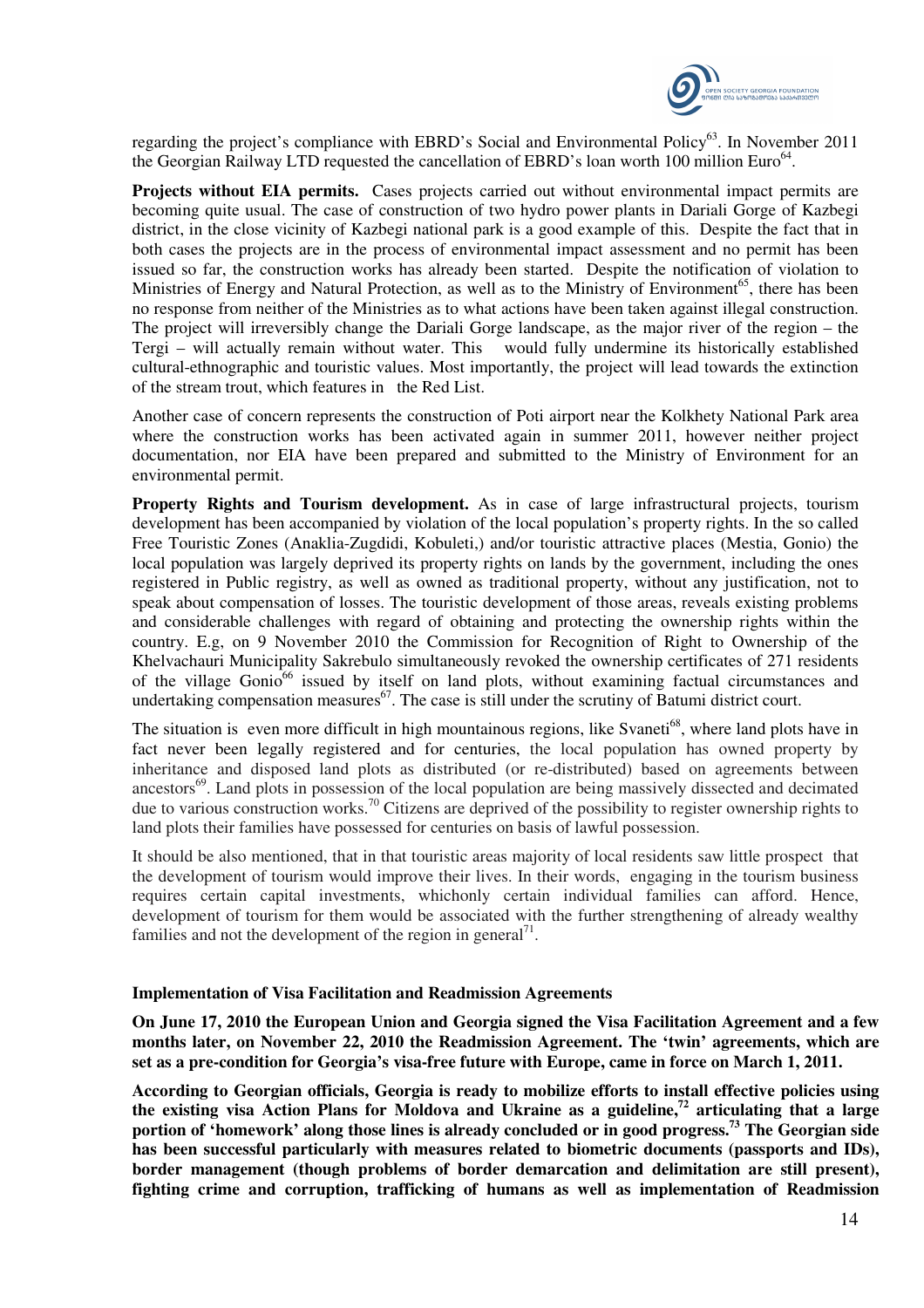regarding the project's compliance with EBRD's Social and Environmental Policy[63]. In November 2011 the Georgian Railway LTD requested the cancellation of EBRD's loan worth 100 million Euro[64].

**Projects without EIA permits.** Cases projects carried out without environmental impact permits are becoming quite usual. The case of construction of two hydro power plants in Dariali Gorge of Kazbegi district, in the close vicinity of Kazbegi national park is a good example of this. Despite the fact that in both cases the projects are in the process of environmental impact assessment and no permit has been issued so far, the construction works has already been started. Despite the notification of violation to Ministries of Energy and Natural Protection, as well as to the Ministry of Environment[65], there has been no response from neither of the Ministries as to what actions have been taken against illegal construction. The project will irreversibly change the Dariali Gorge landscape, as the major river of the region – the Tergi – will actually remain without water. This would fully undermine its historically established cultural-ethnographic and touristic values. Most importantly, the project will lead towards the extinction of the stream trout, which features in the Red List.

Another case of concern represents the construction of Poti airport near the Kolkhety National Park area where the construction works has been activated again in summer 2011, however neither project documentation, nor EIA have been prepared and submitted to the Ministry of Environment for an environmental permit.

**Property Rights and Tourism development.** As in case of large infrastructural projects, tourism development has been accompanied by violation of the local population's property rights. In the so called Free Touristic Zones (Anaklia-Zugdidi, Kobuleti,) and/or touristic attractive places (Mestia, Gonio) the local population was largely deprived its property rights on lands by the government, including the ones registered in Public registry, as well as owned as traditional property, without any justification, not to speak about compensation of losses. The touristic development of those areas, reveals existing problems and considerable challenges with regard of obtaining and protecting the ownership rights within the country. E.g, on 9 November 2010 the Commission for Recognition of Right to Ownership of the Khelvachauri Municipality Sakrebulo simultaneously revoked the ownership certificates of 271 residents of the village Gonio[66] issued by itself on land plots, without examining factual circumstances and undertaking compensation measures[67]. The case is still under the scrutiny of Batumi district court.

The situation is even more difficult in high mountainous regions, like Svaneti[68], where land plots have in fact never been legally registered and for centuries, the local population has owned property by inheritance and disposed land plots as distributed (or re-distributed) based on agreements between ancestors[69]. Land plots in possession of the local population are being massively dissected and decimated due to various construction works.[70] Citizens are deprived of the possibility to register ownership rights to land plots their families have possessed for centuries on basis of lawful possession.

It should be also mentioned, that in that touristic areas majority of local residents saw little prospect that the development of tourism would improve their lives. In their words, engaging in the tourism business requires certain capital investments, whichonly certain individual families can afford. Hence, development of tourism for them would be associated with the further strengthening of already wealthy families and not the development of the region in general[71].

### Implementation of Visa Facilitation and Readmission Agreements

**On June 17, 2010 the European Union and Georgia signed the Visa Facilitation Agreement and a few months later, on November 22, 2010 the Readmission Agreement. The 'twin' agreements, which are set as a pre-condition for Georgia's visa-free future with Europe, came in force on March 1, 2011.**

**According to Georgian officials, Georgia is ready to mobilize efforts to install effective policies using the existing visa Action Plans for Moldova and Ukraine as a guideline,[72] articulating that a large portion of 'homework' along those lines is already concluded or in good progress.[73] The Georgian side has been successful particularly with measures related to biometric documents (passports and IDs), border management (though problems of border demarcation and delimitation are still present), fighting crime and corruption, trafficking of humans as well as implementation of Readmission**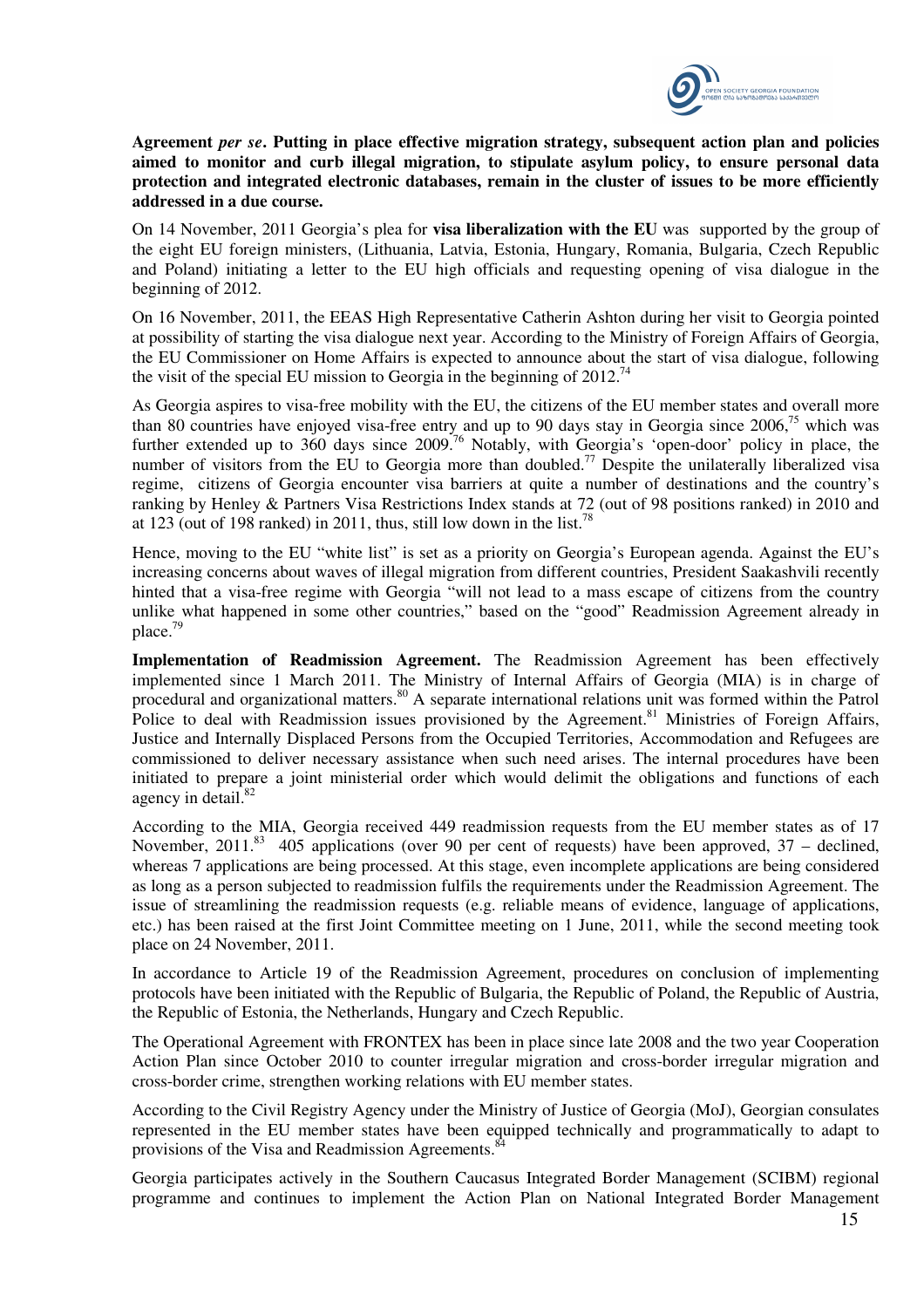**Agreement *per se*. Putting in place effective migration strategy, subsequent action plan and policies aimed to monitor and curb illegal migration, to stipulate asylum policy, to ensure personal data protection and integrated electronic databases, remain in the cluster of issues to be more efficiently addressed in a due course.**

On 14 November, 2011 Georgia's plea for **visa liberalization with the EU** was supported by the group of the eight EU foreign ministers, (Lithuania, Latvia, Estonia, Hungary, Romania, Bulgaria, Czech Republic and Poland) initiating a letter to the EU high officials and requesting opening of visa dialogue in the beginning of 2012.

On 16 November, 2011, the EEAS High Representative Catherin Ashton during her visit to Georgia pointed at possibility of starting the visa dialogue next year. According to the Ministry of Foreign Affairs of Georgia, the EU Commissioner on Home Affairs is expected to announce about the start of visa dialogue, following the visit of the special EU mission to Georgia in the beginning of 2012.[74]

As Georgia aspires to visa-free mobility with the EU, the citizens of the EU member states and overall more than 80 countries have enjoyed visa-free entry and up to 90 days stay in Georgia since 2006,[75] which was further extended up to 360 days since 2009.[76] Notably, with Georgia's 'open-door' policy in place, the number of visitors from the EU to Georgia more than doubled.[77] Despite the unilaterally liberalized visa regime, citizens of Georgia encounter visa barriers at quite a number of destinations and the country's ranking by Henley & Partners Visa Restrictions Index stands at 72 (out of 98 positions ranked) in 2010 and at 123 (out of 198 ranked) in 2011, thus, still low down in the list.[78]

Hence, moving to the EU "white list" is set as a priority on Georgia's European agenda. Against the EU's increasing concerns about waves of illegal migration from different countries, President Saakashvili recently hinted that a visa-free regime with Georgia "will not lead to a mass escape of citizens from the country unlike what happened in some other countries," based on the "good" Readmission Agreement already in place.[79]

**Implementation of Readmission Agreement.** The Readmission Agreement has been effectively implemented since 1 March 2011. The Ministry of Internal Affairs of Georgia (MIA) is in charge of procedural and organizational matters.[80] A separate international relations unit was formed within the Patrol Police to deal with Readmission issues provisioned by the Agreement.[81] Ministries of Foreign Affairs, Justice and Internally Displaced Persons from the Occupied Territories, Accommodation and Refugees are commissioned to deliver necessary assistance when such need arises. The internal procedures have been initiated to prepare a joint ministerial order which would delimit the obligations and functions of each agency in detail.[82]

According to the MIA, Georgia received 449 readmission requests from the EU member states as of 17 November, 2011.[83] 405 applications (over 90 per cent of requests) have been approved, 37 – declined, whereas 7 applications are being processed. At this stage, even incomplete applications are being considered as long as a person subjected to readmission fulfils the requirements under the Readmission Agreement. The issue of streamlining the readmission requests (e.g. reliable means of evidence, language of applications, etc.) has been raised at the first Joint Committee meeting on 1 June, 2011, while the second meeting took place on 24 November, 2011.

In accordance to Article 19 of the Readmission Agreement, procedures on conclusion of implementing protocols have been initiated with the Republic of Bulgaria, the Republic of Poland, the Republic of Austria, the Republic of Estonia, the Netherlands, Hungary and Czech Republic.

The Operational Agreement with FRONTEX has been in place since late 2008 and the two year Cooperation Action Plan since October 2010 to counter irregular migration and cross-border irregular migration and cross-border crime, strengthen working relations with EU member states.

According to the Civil Registry Agency under the Ministry of Justice of Georgia (MoJ), Georgian consulates represented in the EU member states have been equipped technically and programmatically to adapt to provisions of the Visa and Readmission Agreements.[84]

Georgia participates actively in the Southern Caucasus Integrated Border Management (SCIBM) regional programme and continues to implement the Action Plan on National Integrated Border Management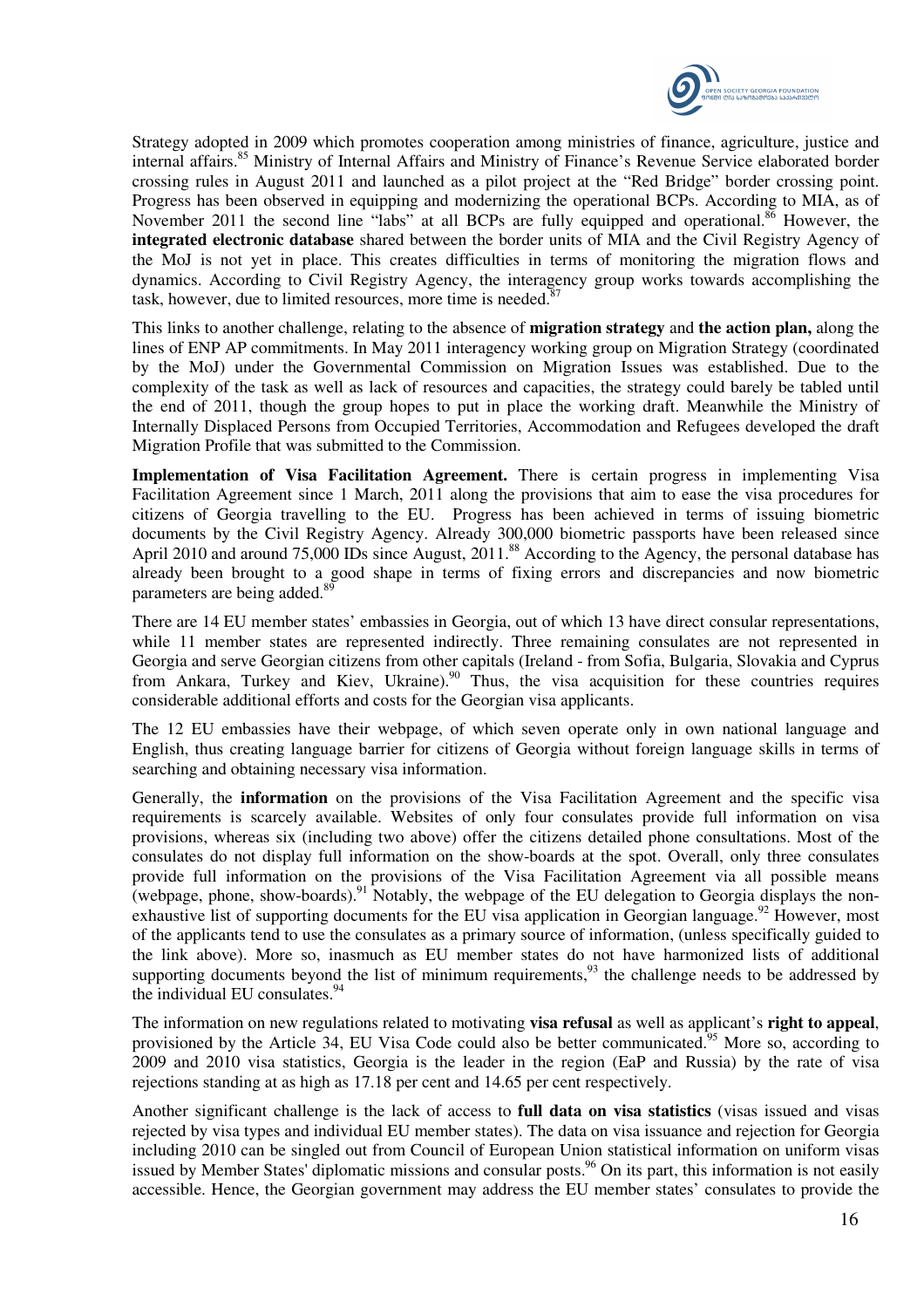Strategy adopted in 2009 which promotes cooperation among ministries of finance, agriculture, justice and internal affairs.[85] Ministry of Internal Affairs and Ministry of Finance's Revenue Service elaborated border crossing rules in August 2011 and launched as a pilot project at the "Red Bridge" border crossing point. Progress has been observed in equipping and modernizing the operational BCPs. According to MIA, as of November 2011 the second line "labs" at all BCPs are fully equipped and operational.[86] However, the **integrated electronic database** shared between the border units of MIA and the Civil Registry Agency of the MoJ is not yet in place. This creates difficulties in terms of monitoring the migration flows and dynamics. According to Civil Registry Agency, the interagency group works towards accomplishing the task, however, due to limited resources, more time is needed.[87]

This links to another challenge, relating to the absence of **migration strategy** and **the action plan,** along the lines of ENP AP commitments. In May 2011 interagency working group on Migration Strategy (coordinated by the MoJ) under the Governmental Commission on Migration Issues was established. Due to the complexity of the task as well as lack of resources and capacities, the strategy could barely be tabled until the end of 2011, though the group hopes to put in place the working draft. Meanwhile the Ministry of Internally Displaced Persons from Occupied Territories, Accommodation and Refugees developed the draft Migration Profile that was submitted to the Commission.

**Implementation of Visa Facilitation Agreement.** There is certain progress in implementing Visa Facilitation Agreement since 1 March, 2011 along the provisions that aim to ease the visa procedures for citizens of Georgia travelling to the EU. Progress has been achieved in terms of issuing biometric documents by the Civil Registry Agency. Already 300,000 biometric passports have been released since April 2010 and around 75,000 IDs since August, 2011.[88] According to the Agency, the personal database has already been brought to a good shape in terms of fixing errors and discrepancies and now biometric parameters are being added.[89]

There are 14 EU member states' embassies in Georgia, out of which 13 have direct consular representations, while 11 member states are represented indirectly. Three remaining consulates are not represented in Georgia and serve Georgian citizens from other capitals (Ireland - from Sofia, Bulgaria, Slovakia and Cyprus from Ankara, Turkey and Kiev, Ukraine).[90] Thus, the visa acquisition for these countries requires considerable additional efforts and costs for the Georgian visa applicants.

The 12 EU embassies have their webpage, of which seven operate only in own national language and English, thus creating language barrier for citizens of Georgia without foreign language skills in terms of searching and obtaining necessary visa information.

Generally, the **information** on the provisions of the Visa Facilitation Agreement and the specific visa requirements is scarcely available. Websites of only four consulates provide full information on visa provisions, whereas six (including two above) offer the citizens detailed phone consultations. Most of the consulates do not display full information on the show-boards at the spot. Overall, only three consulates provide full information on the provisions of the Visa Facilitation Agreement via all possible means (webpage, phone, show-boards).[91] Notably, the webpage of the EU delegation to Georgia displays the non-exhaustive list of supporting documents for the EU visa application in Georgian language.[92] However, most of the applicants tend to use the consulates as a primary source of information, (unless specifically guided to the link above). More so, inasmuch as EU member states do not have harmonized lists of additional supporting documents beyond the list of minimum requirements,[93] the challenge needs to be addressed by the individual EU consulates.[94]

The information on new regulations related to motivating **visa refusal** as well as applicant's **right to appeal**, provisioned by the Article 34, EU Visa Code could also be better communicated.[95] More so, according to 2009 and 2010 visa statistics, Georgia is the leader in the region (EaP and Russia) by the rate of visa rejections standing at as high as 17.18 per cent and 14.65 per cent respectively.

Another significant challenge is the lack of access to **full data on visa statistics** (visas issued and visas rejected by visa types and individual EU member states). The data on visa issuance and rejection for Georgia including 2010 can be singled out from Council of European Union statistical information on uniform visas issued by Member States' diplomatic missions and consular posts.[96] On its part, this information is not easily accessible. Hence, the Georgian government may address the EU member states' consulates to provide the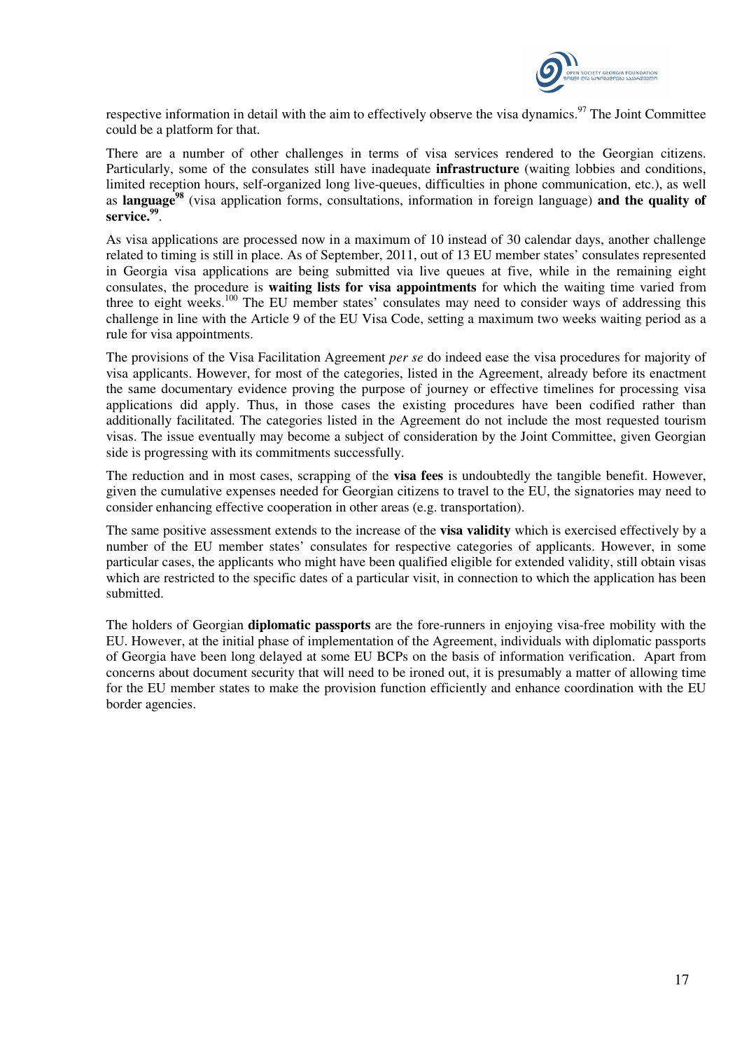respective information in detail with the aim to effectively observe the visa dynamics.[97] The Joint Committee could be a platform for that.

There are a number of other challenges in terms of visa services rendered to the Georgian citizens. Particularly, some of the consulates still have inadequate **infrastructure** (waiting lobbies and conditions, limited reception hours, self-organized long live-queues, difficulties in phone communication, etc.), as well as **language**[98] (visa application forms, consultations, information in foreign language) **and the quality of service.**[99].

As visa applications are processed now in a maximum of 10 instead of 30 calendar days, another challenge related to timing is still in place. As of September, 2011, out of 13 EU member states' consulates represented in Georgia visa applications are being submitted via live queues at five, while in the remaining eight consulates, the procedure is **waiting lists for visa appointments** for which the waiting time varied from three to eight weeks.[100] The EU member states' consulates may need to consider ways of addressing this challenge in line with the Article 9 of the EU Visa Code, setting a maximum two weeks waiting period as a rule for visa appointments.

The provisions of the Visa Facilitation Agreement *per se* do indeed ease the visa procedures for majority of visa applicants. However, for most of the categories, listed in the Agreement, already before its enactment the same documentary evidence proving the purpose of journey or effective timelines for processing visa applications did apply. Thus, in those cases the existing procedures have been codified rather than additionally facilitated. The categories listed in the Agreement do not include the most requested tourism visas. The issue eventually may become a subject of consideration by the Joint Committee, given Georgian side is progressing with its commitments successfully.

The reduction and in most cases, scrapping of the **visa fees** is undoubtedly the tangible benefit. However, given the cumulative expenses needed for Georgian citizens to travel to the EU, the signatories may need to consider enhancing effective cooperation in other areas (e.g. transportation).

The same positive assessment extends to the increase of the **visa validity** which is exercised effectively by a number of the EU member states' consulates for respective categories of applicants. However, in some particular cases, the applicants who might have been qualified eligible for extended validity, still obtain visas which are restricted to the specific dates of a particular visit, in connection to which the application has been submitted.

The holders of Georgian **diplomatic passports** are the fore-runners in enjoying visa-free mobility with the EU. However, at the initial phase of implementation of the Agreement, individuals with diplomatic passports of Georgia have been long delayed at some EU BCPs on the basis of information verification. Apart from concerns about document security that will need to be ironed out, it is presumably a matter of allowing time for the EU member states to make the provision function efficiently and enhance coordination with the EU border agencies.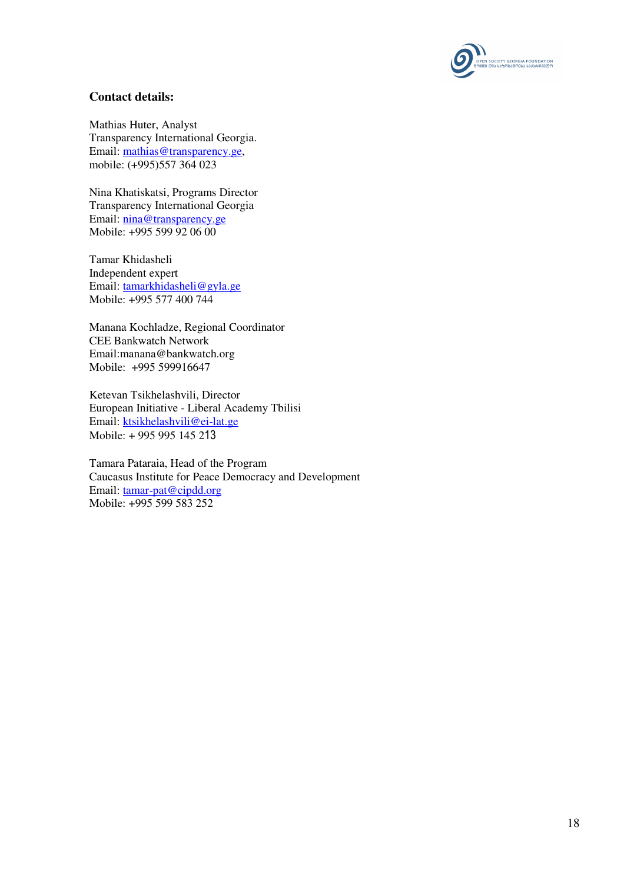**Contact details:**

Mathias Huter, Analyst
Transparency International Georgia.
Email: mathias@transparency.ge,
mobile: (+995)557 364 023

Nina Khatiskatsi, Programs Director
Transparency International Georgia
Email: nina@transparency.ge
Mobile: +995 599 92 06 00

Tamar Khidasheli
Independent expert
Email: tamarkhidasheli@gyla.ge
Mobile: +995 577 400 744

Manana Kochladze, Regional Coordinator
CEE Bankwatch Network
Email:manana@bankwatch.org
Mobile: +995 599916647

Ketevan Tsikhelashvili, Director
European Initiative - Liberal Academy Tbilisi
Email: ktsikhelashvili@ei-lat.ge
Mobile: + 995 995 145 213

Tamara Pataraia, Head of the Program
Caucasus Institute for Peace Democracy and Development
Email: tamar-pat@cipdd.org
Mobile: +995 599 583 252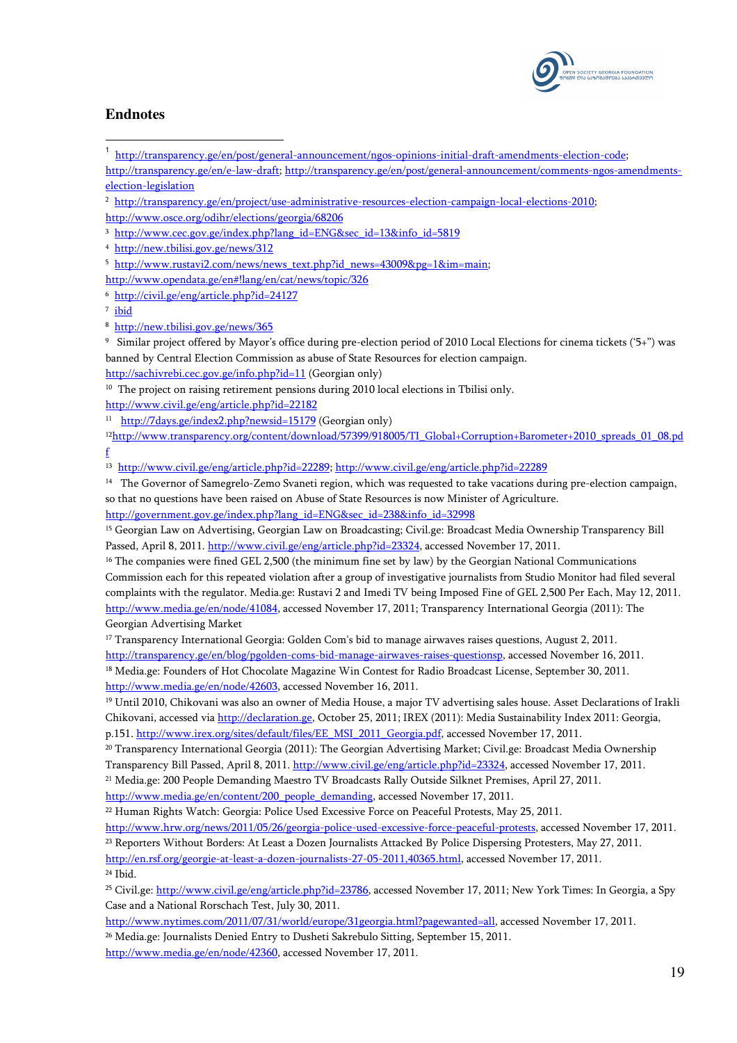## Endnotes

[1] http://transparency.ge/en/post/general-announcement/ngos-opinions-initial-draft-amendments-election-code; http://transparency.ge/en/e-law-draft; http://transparency.ge/en/post/general-announcement/comments-ngos-amendments-election-legislation

[2] http://transparency.ge/en/project/use-administrative-resources-election-campaign-local-elections-2010; http://www.osce.org/odihr/elections/georgia/68206

[3] http://www.cec.gov.ge/index.php?lang_id=ENG&sec_id=13&info_id=5819

[4] http://new.tbilisi.gov.ge/news/312

[5] http://www.rustavi2.com/news/news_text.php?id_news=43009&pg=1&im=main; http://www.opendata.ge/en#!lang/en/cat/news/topic/326

[6] http://civil.ge/eng/article.php?id=24127

[7] ibid

[8] http://new.tbilisi.gov.ge/news/365

[9] Similar project offered by Mayor's office during pre-election period of 2010 Local Elections for cinema tickets ('5+") was banned by Central Election Commission as abuse of State Resources for election campaign. http://sachivrebi.cec.gov.ge/info.php?id=11 (Georgian only)

[10] The project on raising retirement pensions during 2010 local elections in Tbilisi only. http://www.civil.ge/eng/article.php?id=22182

[11] http://7days.ge/index2.php?newsid=15179 (Georgian only)

[12] http://www.transparency.org/content/download/57399/918005/TI_Global+Corruption+Barometer+2010_spreads_01_08.pdf

[13] http://www.civil.ge/eng/article.php?id=22289; http://www.civil.ge/eng/article.php?id=22289

[14] The Governor of Samegrelo-Zemo Svaneti region, which was requested to take vacations during pre-election campaign, so that no questions have been raised on Abuse of State Resources is now Minister of Agriculture. http://government.gov.ge/index.php?lang_id=ENG&sec_id=238&info_id=32998

[15] Georgian Law on Advertising, Georgian Law on Broadcasting; Civil.ge: Broadcast Media Ownership Transparency Bill Passed, April 8, 2011. http://www.civil.ge/eng/article.php?id=23324, accessed November 17, 2011.

[16] The companies were fined GEL 2,500 (the minimum fine set by law) by the Georgian National Communications Commission each for this repeated violation after a group of investigative journalists from Studio Monitor had filed several complaints with the regulator. Media.ge: Rustavi 2 and Imedi TV being Imposed Fine of GEL 2,500 Per Each, May 12, 2011. http://www.media.ge/en/node/41084, accessed November 17, 2011; Transparency International Georgia (2011): The Georgian Advertising Market

[17] Transparency International Georgia: Golden Com's bid to manage airwaves raises questions, August 2, 2011. http://transparency.ge/en/blog/pgolden-coms-bid-manage-airwaves-raises-questionsp, accessed November 16, 2011.

[18] Media.ge: Founders of Hot Chocolate Magazine Win Contest for Radio Broadcast License, September 30, 2011. http://www.media.ge/en/node/42603, accessed November 16, 2011.

[19] Until 2010, Chikovani was also an owner of Media House, a major TV advertising sales house. Asset Declarations of Irakli Chikovani, accessed via http://declaration.ge, October 25, 2011; IREX (2011): Media Sustainability Index 2011: Georgia, p.151. http://www.irex.org/sites/default/files/EE_MSI_2011_Georgia.pdf, accessed November 17, 2011.

[20] Transparency International Georgia (2011): The Georgian Advertising Market; Civil.ge: Broadcast Media Ownership Transparency Bill Passed, April 8, 2011. http://www.civil.ge/eng/article.php?id=23324, accessed November 17, 2011.

[21] Media.ge: 200 People Demanding Maestro TV Broadcasts Rally Outside Silknet Premises, April 27, 2011. http://www.media.ge/en/content/200_people_demanding, accessed November 17, 2011.

[22] Human Rights Watch: Georgia: Police Used Excessive Force on Peaceful Protests, May 25, 2011. http://www.hrw.org/news/2011/05/26/georgia-police-used-excessive-force-peaceful-protests, accessed November 17, 2011.

[23] Reporters Without Borders: At Least a Dozen Journalists Attacked By Police Dispersing Protesters, May 27, 2011. http://en.rsf.org/georgie-at-least-a-dozen-journalists-27-05-2011,40365.html, accessed November 17, 2011.

[24] Ibid.

[25] Civil.ge: http://www.civil.ge/eng/article.php?id=23786, accessed November 17, 2011; New York Times: In Georgia, a Spy Case and a National Rorschach Test, July 30, 2011. http://www.nytimes.com/2011/07/31/world/europe/31georgia.html?pagewanted=all, accessed November 17, 2011.

[26] Media.ge: Journalists Denied Entry to Dusheti Sakrebulo Sitting, September 15, 2011. http://www.media.ge/en/node/42360, accessed November 17, 2011.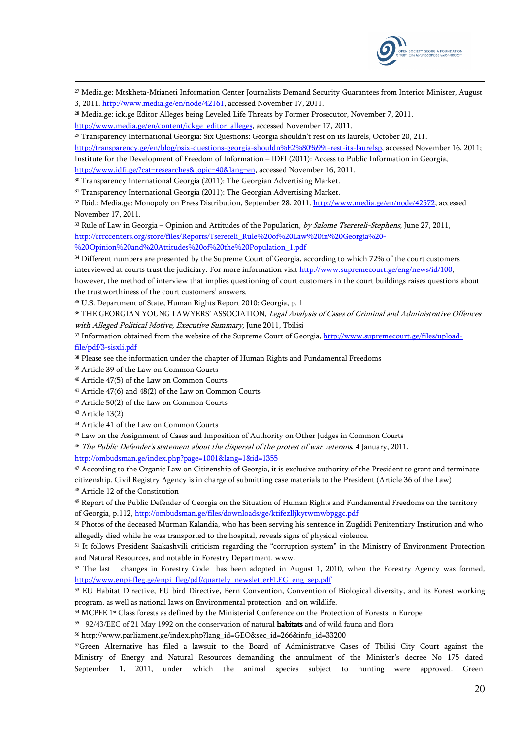[27] Media.ge: Mtskheta-Mtianeti Information Center Journalists Demand Security Guarantees from Interior Minister, August 3, 2011. http://www.media.ge/en/node/42161, accessed November 17, 2011.

[28] Media.ge: ick.ge Editor Alleges being Leveled Life Threats by Former Prosecutor, November 7, 2011. http://www.media.ge/en/content/ickge_editor_alleges, accessed November 17, 2011.

[29] Transparency International Georgia: Six Questions: Georgia shouldn't rest on its laurels, October 20, 211. http://transparency.ge/en/blog/psix-questions-georgia-shouldn%E2%80%99t-rest-its-laurelsp, accessed November 16, 2011; Institute for the Development of Freedom of Information – IDFI (2011): Access to Public Information in Georgia, http://www.idfi.ge/?cat=researches&topic=40&lang=en, accessed November 16, 2011.

[30] Transparency International Georgia (2011): The Georgian Advertising Market.

[31] Transparency International Georgia (2011): The Georgian Advertising Market.

[32] Ibid.; Media.ge: Monopoly on Press Distribution, September 28, 2011. http://www.media.ge/en/node/42572, accessed November 17, 2011.

[33] Rule of Law in Georgia – Opinion and Attitudes of the Population, *by Salome Tsereteli-Stephens*, June 27, 2011, http://crrccenters.org/store/files/Reports/Tsereteli_Rule%20of%20Law%20in%20Georgia%20-%20Opinion%20and%20Attitudes%20of%20the%20Population_1.pdf

[34] Different numbers are presented by the Supreme Court of Georgia, according to which 72% of the court customers interviewed at courts trust the judiciary. For more information visit http://www.supremecourt.ge/eng/news/id/100; however, the method of interview that implies questioning of court customers in the court buildings raises questions about the trustworthiness of the court customers' answers.

[35] U.S. Department of State, Human Rights Report 2010: Georgia, p. 1

[36] THE GEORGIAN YOUNG LAWYERS' ASSOCIATION, *Legal Analysis of Cases of Criminal and Administrative Offences with Alleged Political Motive, Executive Summary,* June 2011, Tbilisi

[37] Information obtained from the website of the Supreme Court of Georgia, http://www.supremecourt.ge/files/upload-file/pdf/3-sisxli.pdf

[38] Please see the information under the chapter of Human Rights and Fundamental Freedoms

[39] Article 39 of the Law on Common Courts

[40] Article 47(5) of the Law on Common Courts

[41] Article 47(6) and 48(2) of the Law on Common Courts

[42] Article 50(2) of the Law on Common Courts

[43] Article 13(2)

[44] Article 41 of the Law on Common Courts

[45] Law on the Assignment of Cases and Imposition of Authority on Other Judges in Common Courts

[46] *The Public Defender's statement about the dispersal of the protest of war veterans*, 4 January, 2011, http://ombudsman.ge/index.php?page=1001&lang=1&id=1355

[47] According to the Organic Law on Citizenship of Georgia, it is exclusive authority of the President to grant and terminate citizenship. Civil Registry Agency is in charge of submitting case materials to the President (Article 36 of the Law)

[48] Article 12 of the Constitution

[49] Report of the Public Defender of Georgia on the Situation of Human Rights and Fundamental Freedoms on the territory of Georgia, p.112, http://ombudsman.ge/files/downloads/ge/ktifezlljkytwmwbpggc.pdf

[50] Photos of the deceased Murman Kalandia, who has been serving his sentence in Zugdidi Penitentiary Institution and who allegedly died while he was transported to the hospital, reveals signs of physical violence.

[51] It follows President Saakashvili criticism regarding the "corruption system" in the Ministry of Environment Protection and Natural Resources, and notable in Forestry Department. www.

[52] The last changes in Forestry Code has been adopted in August 1, 2010, when the Forestry Agency was formed, http://www.enpi-fleg.ge/enpi_fleg/pdf/quartely_newsletterFLEG_eng_sep.pdf

[53] EU Habitat Directive, EU bird Directive, Bern Convention, Convention of Biological diversity, and its Forest working program, as well as national laws on Environmental protection and on wildlife.

[54] MCPFE 1st Class forests as defined by the Ministerial Conference on the Protection of Forests in Europe

[55] 92/43/EEC of 21 May 1992 on the conservation of natural **habitats** and of wild fauna and flora

[56] http://www.parliament.ge/index.php?lang_id=GEO&sec_id=266&info_id=33200

[57] Green Alternative has filed a lawsuit to the Board of Administrative Cases of Tbilisi City Court against the Ministry of Energy and Natural Resources demanding the annulment of the Minister's decree No 175 dated September 1, 2011, under which the animal species subject to hunting were approved. Green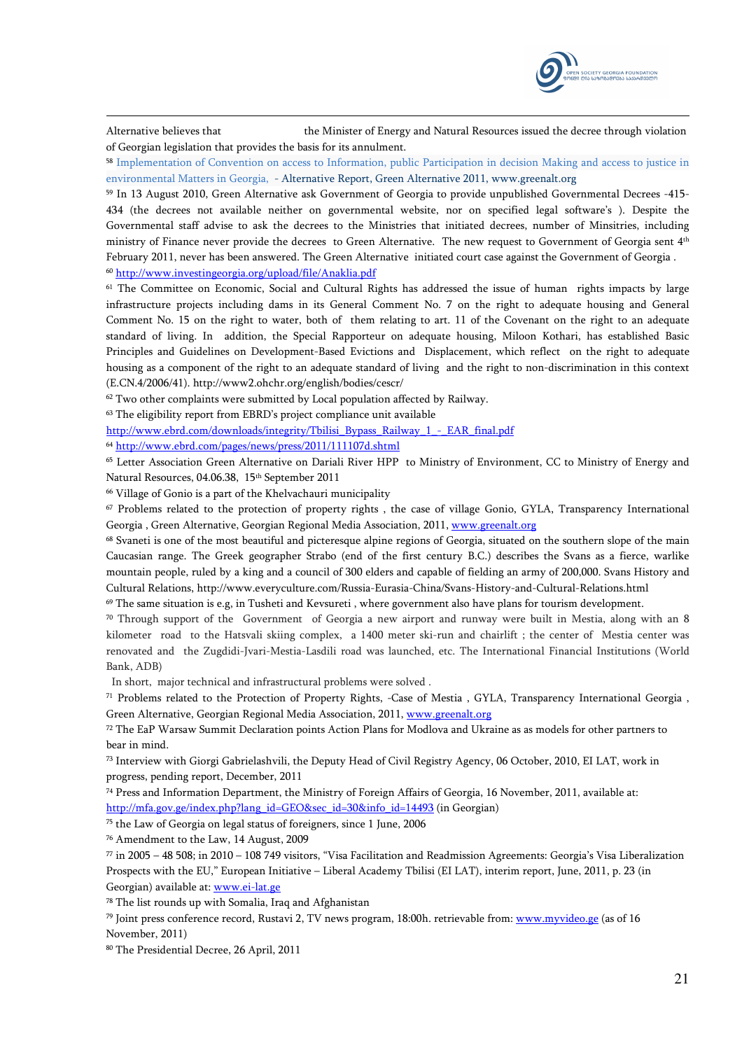Alternative believes that the Minister of Energy and Natural Resources issued the decree through violation of Georgian legislation that provides the basis for its annulment.

[58] Implementation of Convention on access to Information, public Participation in decision Making and access to justice in environmental Matters in Georgia, - Alternative Report, Green Alternative 2011, www.greenalt.org

[59] In 13 August 2010, Green Alternative ask Government of Georgia to provide unpublished Governmental Decrees -415-434 (the decrees not available neither on governmental website, nor on specified legal software's ). Despite the Governmental staff advise to ask the decrees to the Ministries that initiated decrees, number of Minsitries, including ministry of Finance never provide the decrees to Green Alternative. The new request to Government of Georgia sent 4th February 2011, never has been answered. The Green Alternative initiated court case against the Government of Georgia .

[60] http://www.investingeorgia.org/upload/file/Anaklia.pdf

[61] The Committee on Economic, Social and Cultural Rights has addressed the issue of human rights impacts by large infrastructure projects including dams in its General Comment No. 7 on the right to adequate housing and General Comment No. 15 on the right to water, both of them relating to art. 11 of the Covenant on the right to an adequate standard of living. In addition, the Special Rapporteur on adequate housing, Miloon Kothari, has established Basic Principles and Guidelines on Development-Based Evictions and Displacement, which reflect on the right to adequate housing as a component of the right to an adequate standard of living and the right to non-discrimination in this context (E.CN.4/2006/41). http://www2.ohchr.org/english/bodies/cescr/

[62] Two other complaints were submitted by Local population affected by Railway.

[63] The eligibility report from EBRD's project compliance unit available http://www.ebrd.com/downloads/integrity/Tbilisi_Bypass_Railway_1_-_EAR_final.pdf

[64] http://www.ebrd.com/pages/news/press/2011/111107d.shtml

[65] Letter Association Green Alternative on Dariali River HPP to Ministry of Environment, CC to Ministry of Energy and Natural Resources, 04.06.38, 15th September 2011

[66] Village of Gonio is a part of the Khelvachauri municipality

[67] Problems related to the protection of property rights , the case of village Gonio, GYLA, Transparency International Georgia , Green Alternative, Georgian Regional Media Association, 2011, www.greenalt.org

[68] Svaneti is one of the most beautiful and picteresque alpine regions of Georgia, situated on the southern slope of the main Caucasian range. The Greek geographer Strabo (end of the first century B.C.) describes the Svans as a fierce, warlike mountain people, ruled by a king and a council of 300 elders and capable of fielding an army of 200,000. Svans History and Cultural Relations, http://www.everyculture.com/Russia-Eurasia-China/Svans-History-and-Cultural-Relations.html

[69] The same situation is e.g, in Tusheti and Kevsureti , where government also have plans for tourism development.

[70] Through support of the Government of Georgia a new airport and runway were built in Mestia, along with an 8 kilometer road to the Hatsvali skiing complex, a 1400 meter ski-run and chairlift ; the center of Mestia center was renovated and the Zugdidi-Jvari-Mestia-Lasdili road was launched, etc. The International Financial Institutions (World Bank, ADB)

In short, major technical and infrastructural problems were solved .

[71] Problems related to the Protection of Property Rights, -Case of Mestia , GYLA, Transparency International Georgia , Green Alternative, Georgian Regional Media Association, 2011, www.greenalt.org

[72] The EaP Warsaw Summit Declaration points Action Plans for Modlova and Ukraine as as models for other partners to bear in mind.

[73] Interview with Giorgi Gabrielashvili, the Deputy Head of Civil Registry Agency, 06 October, 2010, EI LAT, work in progress, pending report, December, 2011

[74] Press and Information Department, the Ministry of Foreign Affairs of Georgia, 16 November, 2011, available at: http://mfa.gov.ge/index.php?lang_id=GEO&sec_id=30&info_id=14493 (in Georgian)

[75] the Law of Georgia on legal status of foreigners, since 1 June, 2006

[76] Amendment to the Law, 14 August, 2009

[77] in 2005 – 48 508; in 2010 – 108 749 visitors, "Visa Facilitation and Readmission Agreements: Georgia's Visa Liberalization Prospects with the EU," European Initiative – Liberal Academy Tbilisi (EI LAT), interim report, June, 2011, p. 23 (in Georgian) available at: www.ei-lat.ge

[78] The list rounds up with Somalia, Iraq and Afghanistan

[79] Joint press conference record, Rustavi 2, TV news program, 18:00h. retrievable from: www.myvideo.ge (as of 16 November, 2011)

[80] The Presidential Decree, 26 April, 2011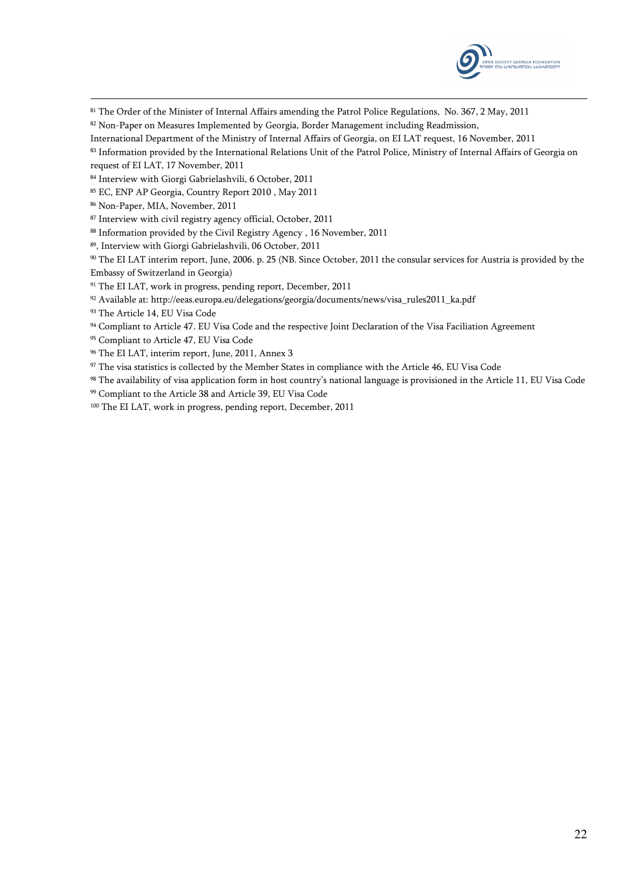[81] The Order of the Minister of Internal Affairs amending the Patrol Police Regulations, No. 367, 2 May, 2011

[82] Non-Paper on Measures Implemented by Georgia, Border Management including Readmission, International Department of the Ministry of Internal Affairs of Georgia, on EI LAT request, 16 November, 2011

[83] Information provided by the International Relations Unit of the Patrol Police, Ministry of Internal Affairs of Georgia on request of EI LAT, 17 November, 2011

[84] Interview with Giorgi Gabrielashvili, 6 October, 2011

[85] EC, ENP AP Georgia, Country Report 2010 , May 2011

[86] Non-Paper, MIA, November, 2011

[87] Interview with civil registry agency official, October, 2011

[88] Information provided by the Civil Registry Agency , 16 November, 2011

[89], Interview with Giorgi Gabrielashvili, 06 October, 2011

[90] The EI LAT interim report, June, 2006. p. 25 (NB. Since October, 2011 the consular services for Austria is provided by the Embassy of Switzerland in Georgia)

[91] The EI LAT, work in progress, pending report, December, 2011

[92] Available at: http://eeas.europa.eu/delegations/georgia/documents/news/visa_rules2011_ka.pdf

[93] The Article 14, EU Visa Code

[94] Compliant to Article 47. EU Visa Code and the respective Joint Declaration of the Visa Faciliation Agreement

[95] Compliant to Article 47, EU Visa Code

[96] The EI LAT, interim report, June, 2011, Annex 3

[97] The visa statistics is collected by the Member States in compliance with the Article 46, EU Visa Code

[98] The availability of visa application form in host country's national language is provisioned in the Article 11, EU Visa Code

[99] Compliant to the Article 38 and Article 39, EU Visa Code

[100] The EI LAT, work in progress, pending report, December, 2011